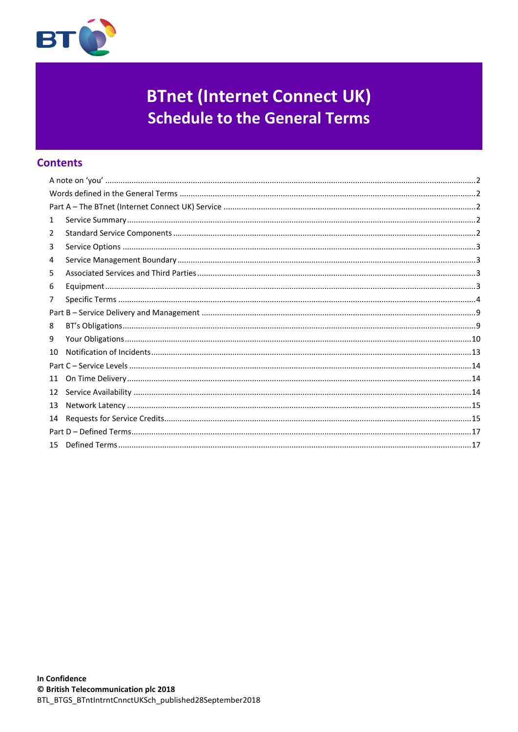# BTnet (Internet Connect UK)
## Schedule to the General Terms

## Contents

A note on 'you' ........................................................................................................................................... 2
Words defined in the General Terms ......................................................................................................... 2
Part A – The BTnet (Internet Connect UK) Service ................................................................................... 2
1 Service Summary ................................................................................................................................ 2
2 Standard Service Components ........................................................................................................... 2
3 Service Options .................................................................................................................................. 3
4 Service Management Boundary ......................................................................................................... 3
5 Associated Services and Third Parties ............................................................................................... 3
6 Equipment .......................................................................................................................................... 3
7 Specific Terms .................................................................................................................................... 4
Part B – Service Delivery and Management ............................................................................................. 9
8 BT's Obligations .................................................................................................................................. 9
9 Your Obligations ............................................................................................................................... 10
10 Notification of Incidents .................................................................................................................. 13
Part C – Service Levels ........................................................................................................................... 14
11 On Time Delivery ............................................................................................................................. 14
12 Service Availability .......................................................................................................................... 14
13 Network Latency .............................................................................................................................. 15
14 Requests for Service Credits ........................................................................................................... 15
Part D – Defined Terms ........................................................................................................................... 17
15 Defined Terms .................................................................................................................................. 17

**In Confidence**
**© British Telecommunication plc 2018**
BTL_BTGS_BTntIntrntCnnctUKSch_published28September2018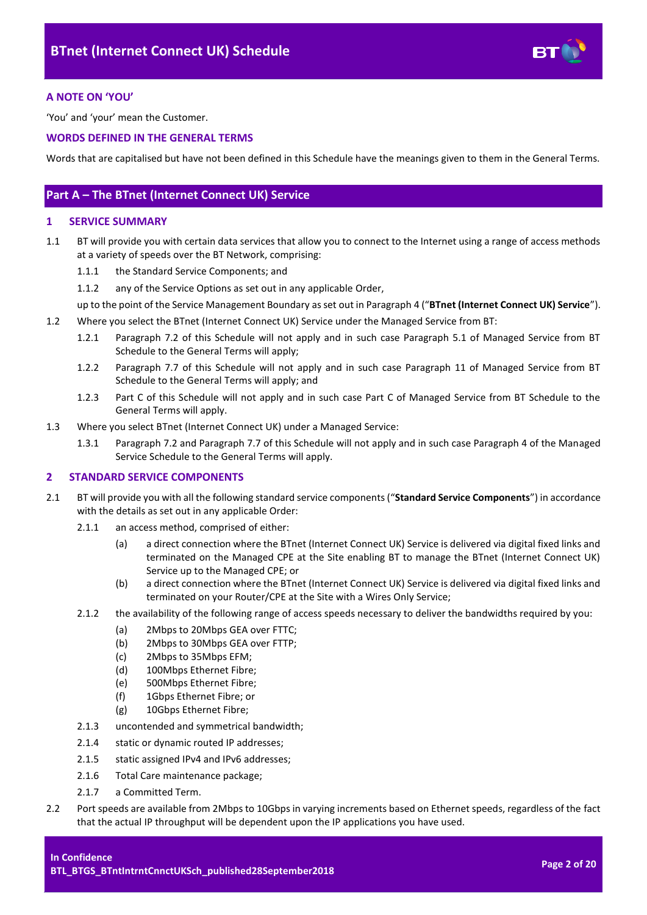## A NOTE ON 'YOU'

'You' and 'your' mean the Customer.

## WORDS DEFINED IN THE GENERAL TERMS

Words that are capitalised but have not been defined in this Schedule have the meanings given to them in the General Terms.

# Part A – The BTnet (Internet Connect UK) Service

## 1 SERVICE SUMMARY

1.1 BT will provide you with certain data services that allow you to connect to the Internet using a range of access methods at a variety of speeds over the BT Network, comprising:

1.1.1 the Standard Service Components; and

1.1.2 any of the Service Options as set out in any applicable Order,

up to the point of the Service Management Boundary as set out in Paragraph 4 ("**BTnet (Internet Connect UK) Service**").

1.2 Where you select the BTnet (Internet Connect UK) Service under the Managed Service from BT:

1.2.1 Paragraph 7.2 of this Schedule will not apply and in such case Paragraph 5.1 of Managed Service from BT Schedule to the General Terms will apply;

1.2.2 Paragraph 7.7 of this Schedule will not apply and in such case Paragraph 11 of Managed Service from BT Schedule to the General Terms will apply; and

1.2.3 Part C of this Schedule will not apply and in such case Part C of Managed Service from BT Schedule to the General Terms will apply.

1.3 Where you select BTnet (Internet Connect UK) under a Managed Service:

1.3.1 Paragraph 7.2 and Paragraph 7.7 of this Schedule will not apply and in such case Paragraph 4 of the Managed Service Schedule to the General Terms will apply.

## 2 STANDARD SERVICE COMPONENTS

2.1 BT will provide you with all the following standard service components ("**Standard Service Components**") in accordance with the details as set out in any applicable Order:

2.1.1 an access method, comprised of either:

(a) a direct connection where the BTnet (Internet Connect UK) Service is delivered via digital fixed links and terminated on the Managed CPE at the Site enabling BT to manage the BTnet (Internet Connect UK) Service up to the Managed CPE; or

(b) a direct connection where the BTnet (Internet Connect UK) Service is delivered via digital fixed links and terminated on your Router/CPE at the Site with a Wires Only Service;

2.1.2 the availability of the following range of access speeds necessary to deliver the bandwidths required by you:

(a) 2Mbps to 20Mbps GEA over FTTC;
(b) 2Mbps to 30Mbps GEA over FTTP;
(c) 2Mbps to 35Mbps EFM;
(d) 100Mbps Ethernet Fibre;
(e) 500Mbps Ethernet Fibre;
(f) 1Gbps Ethernet Fibre; or
(g) 10Gbps Ethernet Fibre;

2.1.3 uncontended and symmetrical bandwidth;

2.1.4 static or dynamic routed IP addresses;

2.1.5 static assigned IPv4 and IPv6 addresses;

2.1.6 Total Care maintenance package;

2.1.7 a Committed Term.

2.2 Port speeds are available from 2Mbps to 10Gbps in varying increments based on Ethernet speeds, regardless of the fact that the actual IP throughput will be dependent upon the IP applications you have used.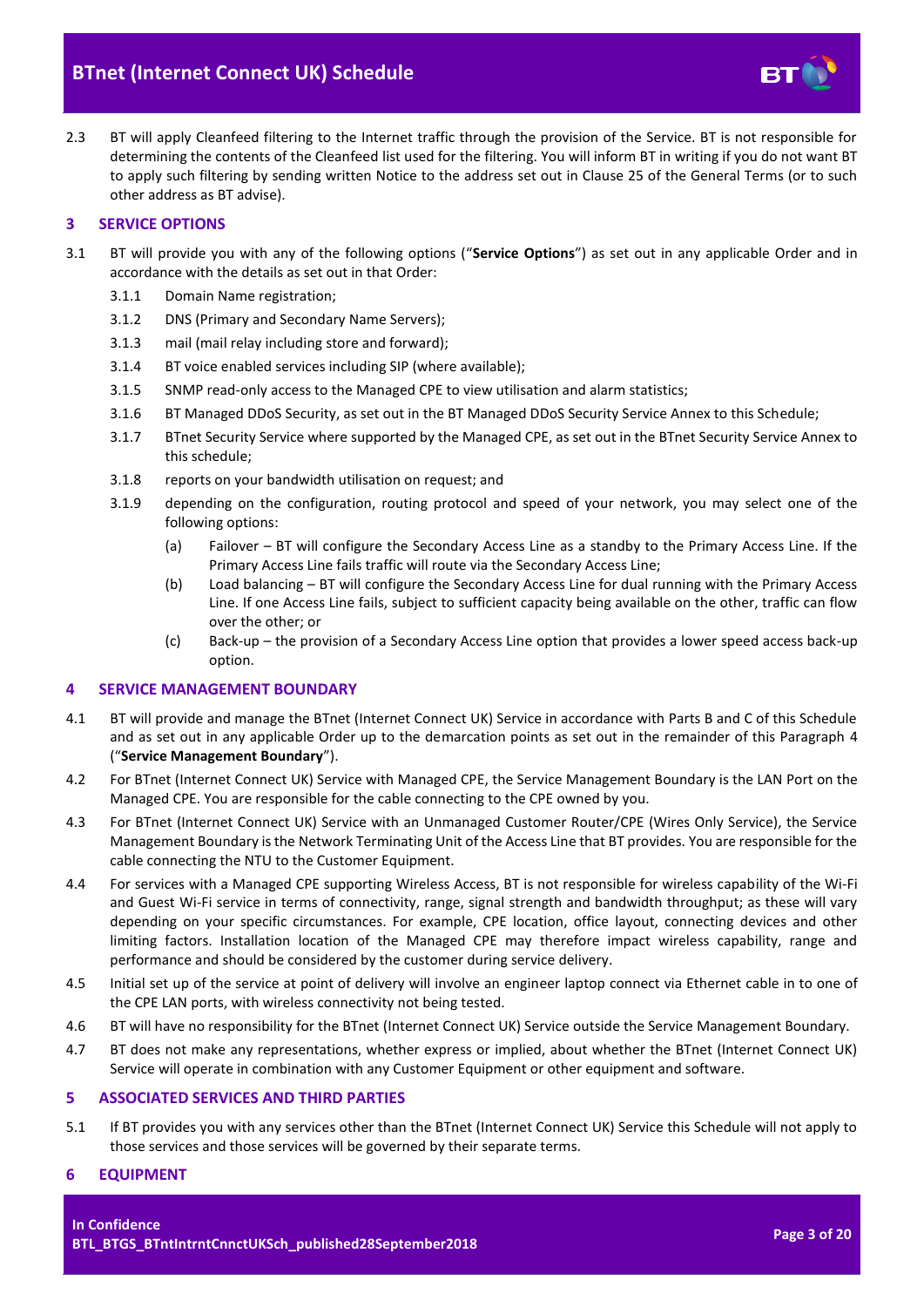2.3 BT will apply Cleanfeed filtering to the Internet traffic through the provision of the Service. BT is not responsible for determining the contents of the Cleanfeed list used for the filtering. You will inform BT in writing if you do not want BT to apply such filtering by sending written Notice to the address set out in Clause 25 of the General Terms (or to such other address as BT advise).

## 3 SERVICE OPTIONS

3.1 BT will provide you with any of the following options ("**Service Options**") as set out in any applicable Order and in accordance with the details as set out in that Order:

- 3.1.1 Domain Name registration;
- 3.1.2 DNS (Primary and Secondary Name Servers);
- 3.1.3 mail (mail relay including store and forward);
- 3.1.4 BT voice enabled services including SIP (where available);
- 3.1.5 SNMP read-only access to the Managed CPE to view utilisation and alarm statistics;
- 3.1.6 BT Managed DDoS Security, as set out in the BT Managed DDoS Security Service Annex to this Schedule;
- 3.1.7 BTnet Security Service where supported by the Managed CPE, as set out in the BTnet Security Service Annex to this schedule;
- 3.1.8 reports on your bandwidth utilisation on request; and
- 3.1.9 depending on the configuration, routing protocol and speed of your network, you may select one of the following options:
  - (a) Failover – BT will configure the Secondary Access Line as a standby to the Primary Access Line. If the Primary Access Line fails traffic will route via the Secondary Access Line;
  - (b) Load balancing – BT will configure the Secondary Access Line for dual running with the Primary Access Line. If one Access Line fails, subject to sufficient capacity being available on the other, traffic can flow over the other; or
  - (c) Back-up – the provision of a Secondary Access Line option that provides a lower speed access back-up option.

## 4 SERVICE MANAGEMENT BOUNDARY

4.1 BT will provide and manage the BTnet (Internet Connect UK) Service in accordance with Parts B and C of this Schedule and as set out in any applicable Order up to the demarcation points as set out in the remainder of this Paragraph 4 ("**Service Management Boundary**").

4.2 For BTnet (Internet Connect UK) Service with Managed CPE, the Service Management Boundary is the LAN Port on the Managed CPE. You are responsible for the cable connecting to the CPE owned by you.

4.3 For BTnet (Internet Connect UK) Service with an Unmanaged Customer Router/CPE (Wires Only Service), the Service Management Boundary is the Network Terminating Unit of the Access Line that BT provides. You are responsible for the cable connecting the NTU to the Customer Equipment.

4.4 For services with a Managed CPE supporting Wireless Access, BT is not responsible for wireless capability of the Wi-Fi and Guest Wi-Fi service in terms of connectivity, range, signal strength and bandwidth throughput; as these will vary depending on your specific circumstances. For example, CPE location, office layout, connecting devices and other limiting factors. Installation location of the Managed CPE may therefore impact wireless capability, range and performance and should be considered by the customer during service delivery.

4.5 Initial set up of the service at point of delivery will involve an engineer laptop connect via Ethernet cable in to one of the CPE LAN ports, with wireless connectivity not being tested.

4.6 BT will have no responsibility for the BTnet (Internet Connect UK) Service outside the Service Management Boundary.

4.7 BT does not make any representations, whether express or implied, about whether the BTnet (Internet Connect UK) Service will operate in combination with any Customer Equipment or other equipment and software.

## 5 ASSOCIATED SERVICES AND THIRD PARTIES

5.1 If BT provides you with any services other than the BTnet (Internet Connect UK) Service this Schedule will not apply to those services and those services will be governed by their separate terms.

## 6 EQUIPMENT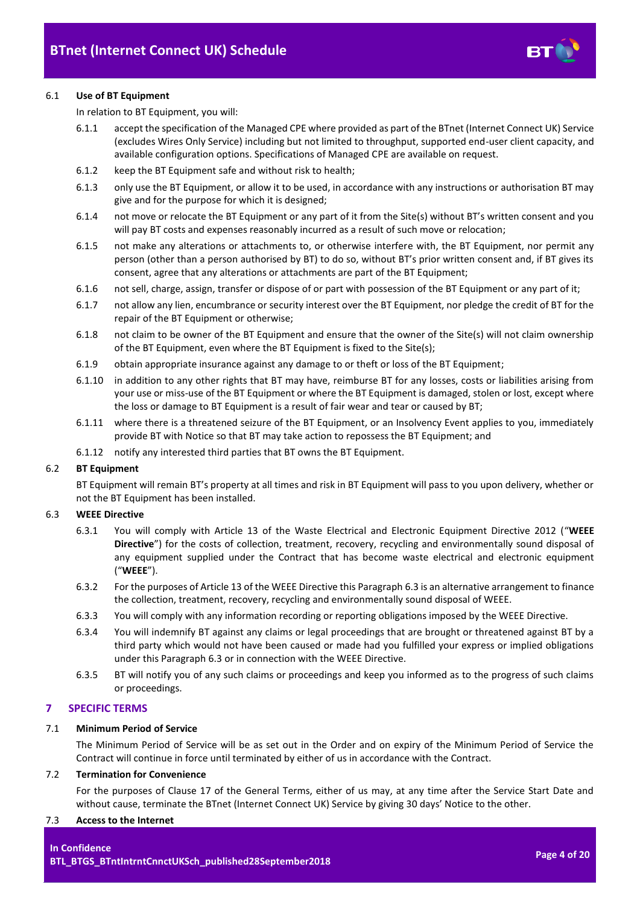6.1 **Use of BT Equipment**

In relation to BT Equipment, you will:

6.1.1 accept the specification of the Managed CPE where provided as part of the BTnet (Internet Connect UK) Service (excludes Wires Only Service) including but not limited to throughput, supported end-user client capacity, and available configuration options. Specifications of Managed CPE are available on request.

6.1.2 keep the BT Equipment safe and without risk to health;

6.1.3 only use the BT Equipment, or allow it to be used, in accordance with any instructions or authorisation BT may give and for the purpose for which it is designed;

6.1.4 not move or relocate the BT Equipment or any part of it from the Site(s) without BT's written consent and you will pay BT costs and expenses reasonably incurred as a result of such move or relocation;

6.1.5 not make any alterations or attachments to, or otherwise interfere with, the BT Equipment, nor permit any person (other than a person authorised by BT) to do so, without BT's prior written consent and, if BT gives its consent, agree that any alterations or attachments are part of the BT Equipment;

6.1.6 not sell, charge, assign, transfer or dispose of or part with possession of the BT Equipment or any part of it;

6.1.7 not allow any lien, encumbrance or security interest over the BT Equipment, nor pledge the credit of BT for the repair of the BT Equipment or otherwise;

6.1.8 not claim to be owner of the BT Equipment and ensure that the owner of the Site(s) will not claim ownership of the BT Equipment, even where the BT Equipment is fixed to the Site(s);

6.1.9 obtain appropriate insurance against any damage to or theft or loss of the BT Equipment;

6.1.10 in addition to any other rights that BT may have, reimburse BT for any losses, costs or liabilities arising from your use or miss-use of the BT Equipment or where the BT Equipment is damaged, stolen or lost, except where the loss or damage to BT Equipment is a result of fair wear and tear or caused by BT;

6.1.11 where there is a threatened seizure of the BT Equipment, or an Insolvency Event applies to you, immediately provide BT with Notice so that BT may take action to repossess the BT Equipment; and

6.1.12 notify any interested third parties that BT owns the BT Equipment.

6.2 **BT Equipment**

BT Equipment will remain BT's property at all times and risk in BT Equipment will pass to you upon delivery, whether or not the BT Equipment has been installed.

6.3 **WEEE Directive**

6.3.1 You will comply with Article 13 of the Waste Electrical and Electronic Equipment Directive 2012 ("**WEEE Directive**") for the costs of collection, treatment, recovery, recycling and environmentally sound disposal of any equipment supplied under the Contract that has become waste electrical and electronic equipment ("**WEEE**").

6.3.2 For the purposes of Article 13 of the WEEE Directive this Paragraph 6.3 is an alternative arrangement to finance the collection, treatment, recovery, recycling and environmentally sound disposal of WEEE.

6.3.3 You will comply with any information recording or reporting obligations imposed by the WEEE Directive.

6.3.4 You will indemnify BT against any claims or legal proceedings that are brought or threatened against BT by a third party which would not have been caused or made had you fulfilled your express or implied obligations under this Paragraph 6.3 or in connection with the WEEE Directive.

6.3.5 BT will notify you of any such claims or proceedings and keep you informed as to the progress of such claims or proceedings.

## 7 SPECIFIC TERMS

7.1 **Minimum Period of Service**

The Minimum Period of Service will be as set out in the Order and on expiry of the Minimum Period of Service the Contract will continue in force until terminated by either of us in accordance with the Contract.

7.2 **Termination for Convenience**

For the purposes of Clause 17 of the General Terms, either of us may, at any time after the Service Start Date and without cause, terminate the BTnet (Internet Connect UK) Service by giving 30 days' Notice to the other.

7.3 **Access to the Internet**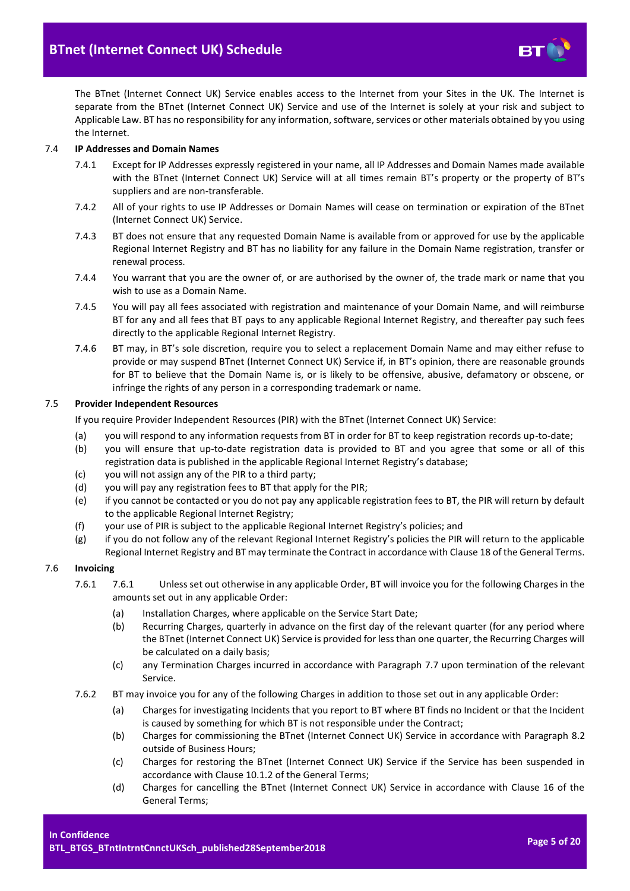The BTnet (Internet Connect UK) Service enables access to the Internet from your Sites in the UK. The Internet is separate from the BTnet (Internet Connect UK) Service and use of the Internet is solely at your risk and subject to Applicable Law. BT has no responsibility for any information, software, services or other materials obtained by you using the Internet.

7.4 **IP Addresses and Domain Names**

7.4.1 Except for IP Addresses expressly registered in your name, all IP Addresses and Domain Names made available with the BTnet (Internet Connect UK) Service will at all times remain BT's property or the property of BT's suppliers and are non-transferable.

7.4.2 All of your rights to use IP Addresses or Domain Names will cease on termination or expiration of the BTnet (Internet Connect UK) Service.

7.4.3 BT does not ensure that any requested Domain Name is available from or approved for use by the applicable Regional Internet Registry and BT has no liability for any failure in the Domain Name registration, transfer or renewal process.

7.4.4 You warrant that you are the owner of, or are authorised by the owner of, the trade mark or name that you wish to use as a Domain Name.

7.4.5 You will pay all fees associated with registration and maintenance of your Domain Name, and will reimburse BT for any and all fees that BT pays to any applicable Regional Internet Registry, and thereafter pay such fees directly to the applicable Regional Internet Registry.

7.4.6 BT may, in BT's sole discretion, require you to select a replacement Domain Name and may either refuse to provide or may suspend BTnet (Internet Connect UK) Service if, in BT's opinion, there are reasonable grounds for BT to believe that the Domain Name is, or is likely to be offensive, abusive, defamatory or obscene, or infringe the rights of any person in a corresponding trademark or name.

7.5 **Provider Independent Resources**

If you require Provider Independent Resources (PIR) with the BTnet (Internet Connect UK) Service:

(a) you will respond to any information requests from BT in order for BT to keep registration records up-to-date;

(b) you will ensure that up-to-date registration data is provided to BT and you agree that some or all of this registration data is published in the applicable Regional Internet Registry's database;

(c) you will not assign any of the PIR to a third party;

(d) you will pay any registration fees to BT that apply for the PIR;

(e) if you cannot be contacted or you do not pay any applicable registration fees to BT, the PIR will return by default to the applicable Regional Internet Registry;

(f) your use of PIR is subject to the applicable Regional Internet Registry's policies; and

(g) if you do not follow any of the relevant Regional Internet Registry's policies the PIR will return to the applicable Regional Internet Registry and BT may terminate the Contract in accordance with Clause 18 of the General Terms.

7.6 **Invoicing**

7.6.1 7.6.1 Unless set out otherwise in any applicable Order, BT will invoice you for the following Charges in the amounts set out in any applicable Order:

(a) Installation Charges, where applicable on the Service Start Date;

(b) Recurring Charges, quarterly in advance on the first day of the relevant quarter (for any period where the BTnet (Internet Connect UK) Service is provided for less than one quarter, the Recurring Charges will be calculated on a daily basis;

(c) any Termination Charges incurred in accordance with Paragraph 7.7 upon termination of the relevant Service.

7.6.2 BT may invoice you for any of the following Charges in addition to those set out in any applicable Order:

(a) Charges for investigating Incidents that you report to BT where BT finds no Incident or that the Incident is caused by something for which BT is not responsible under the Contract;

(b) Charges for commissioning the BTnet (Internet Connect UK) Service in accordance with Paragraph 8.2 outside of Business Hours;

(c) Charges for restoring the BTnet (Internet Connect UK) Service if the Service has been suspended in accordance with Clause 10.1.2 of the General Terms;

(d) Charges for cancelling the BTnet (Internet Connect UK) Service in accordance with Clause 16 of the General Terms;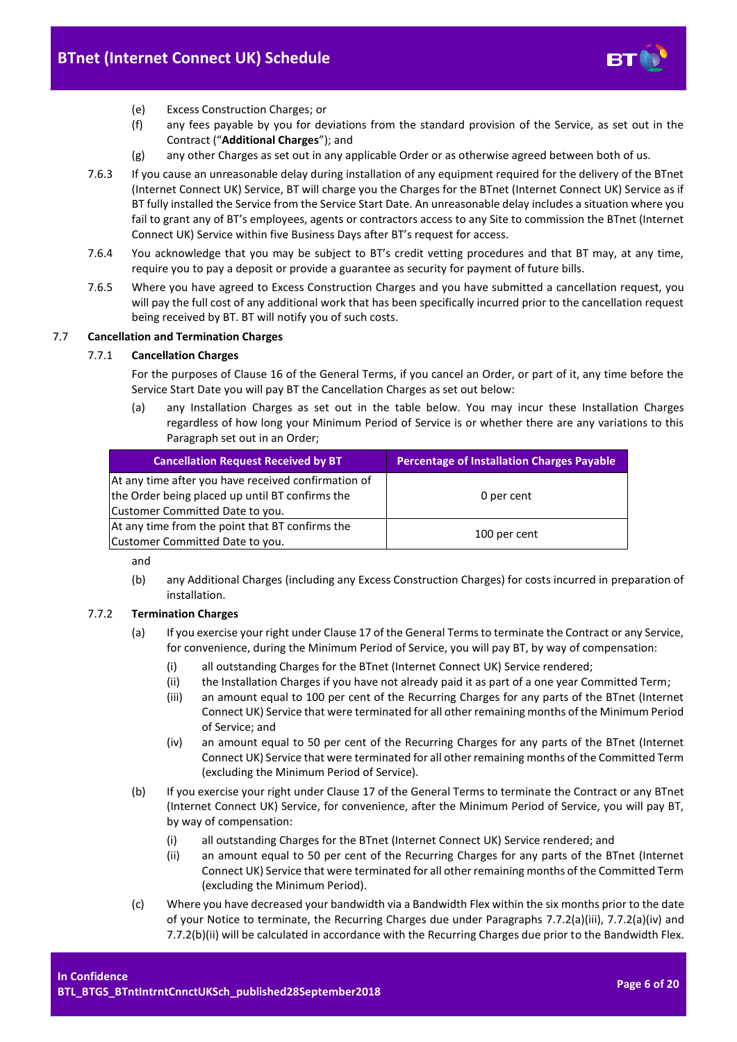(e) Excess Construction Charges; or

(f) any fees payable by you for deviations from the standard provision of the Service, as set out in the Contract ("**Additional Charges**"); and

(g) any other Charges as set out in any applicable Order or as otherwise agreed between both of us.

7.6.3 If you cause an unreasonable delay during installation of any equipment required for the delivery of the BTnet (Internet Connect UK) Service, BT will charge you the Charges for the BTnet (Internet Connect UK) Service as if BT fully installed the Service from the Service Start Date. An unreasonable delay includes a situation where you fail to grant any of BT's employees, agents or contractors access to any Site to commission the BTnet (Internet Connect UK) Service within five Business Days after BT's request for access.

7.6.4 You acknowledge that you may be subject to BT's credit vetting procedures and that BT may, at any time, require you to pay a deposit or provide a guarantee as security for payment of future bills.

7.6.5 Where you have agreed to Excess Construction Charges and you have submitted a cancellation request, you will pay the full cost of any additional work that has been specifically incurred prior to the cancellation request being received by BT. BT will notify you of such costs.

7.7 **Cancellation and Termination Charges**

7.7.1 **Cancellation Charges**

For the purposes of Clause 16 of the General Terms, if you cancel an Order, or part of it, any time before the Service Start Date you will pay BT the Cancellation Charges as set out below:

(a) any Installation Charges as set out in the table below. You may incur these Installation Charges regardless of how long your Minimum Period of Service is or whether there are any variations to this Paragraph set out in an Order;

| Cancellation Request Received by BT | Percentage of Installation Charges Payable |
|---|---|
| At any time after you have received confirmation of the Order being placed up until BT confirms the Customer Committed Date to you. | 0 per cent |
| At any time from the point that BT confirms the Customer Committed Date to you. | 100 per cent |

and

(b) any Additional Charges (including any Excess Construction Charges) for costs incurred in preparation of installation.

7.7.2 **Termination Charges**

(a) If you exercise your right under Clause 17 of the General Terms to terminate the Contract or any Service, for convenience, during the Minimum Period of Service, you will pay BT, by way of compensation:

(i) all outstanding Charges for the BTnet (Internet Connect UK) Service rendered;

(ii) the Installation Charges if you have not already paid it as part of a one year Committed Term;

(iii) an amount equal to 100 per cent of the Recurring Charges for any parts of the BTnet (Internet Connect UK) Service that were terminated for all other remaining months of the Minimum Period of Service; and

(iv) an amount equal to 50 per cent of the Recurring Charges for any parts of the BTnet (Internet Connect UK) Service that were terminated for all other remaining months of the Committed Term (excluding the Minimum Period of Service).

(b) If you exercise your right under Clause 17 of the General Terms to terminate the Contract or any BTnet (Internet Connect UK) Service, for convenience, after the Minimum Period of Service, you will pay BT, by way of compensation:

(i) all outstanding Charges for the BTnet (Internet Connect UK) Service rendered; and

(ii) an amount equal to 50 per cent of the Recurring Charges for any parts of the BTnet (Internet Connect UK) Service that were terminated for all other remaining months of the Committed Term (excluding the Minimum Period).

(c) Where you have decreased your bandwidth via a Bandwidth Flex within the six months prior to the date of your Notice to terminate, the Recurring Charges due under Paragraphs 7.7.2(a)(iii), 7.7.2(a)(iv) and 7.7.2(b)(ii) will be calculated in accordance with the Recurring Charges due prior to the Bandwidth Flex.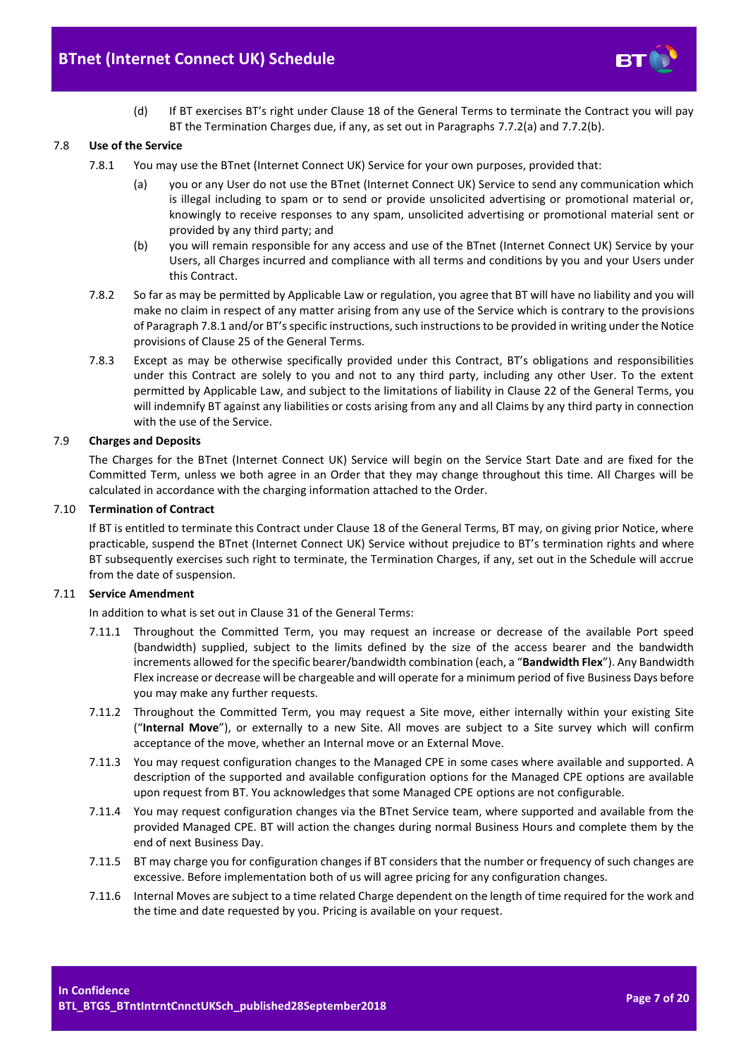(d) If BT exercises BT's right under Clause 18 of the General Terms to terminate the Contract you will pay BT the Termination Charges due, if any, as set out in Paragraphs 7.7.2(a) and 7.7.2(b).

### 7.8 Use of the Service

7.8.1 You may use the BTnet (Internet Connect UK) Service for your own purposes, provided that:

(a) you or any User do not use the BTnet (Internet Connect UK) Service to send any communication which is illegal including to spam or to send or provide unsolicited advertising or promotional material or, knowingly to receive responses to any spam, unsolicited advertising or promotional material sent or provided by any third party; and

(b) you will remain responsible for any access and use of the BTnet (Internet Connect UK) Service by your Users, all Charges incurred and compliance with all terms and conditions by you and your Users under this Contract.

7.8.2 So far as may be permitted by Applicable Law or regulation, you agree that BT will have no liability and you will make no claim in respect of any matter arising from any use of the Service which is contrary to the provisions of Paragraph 7.8.1 and/or BT's specific instructions, such instructions to be provided in writing under the Notice provisions of Clause 25 of the General Terms.

7.8.3 Except as may be otherwise specifically provided under this Contract, BT's obligations and responsibilities under this Contract are solely to you and not to any third party, including any other User. To the extent permitted by Applicable Law, and subject to the limitations of liability in Clause 22 of the General Terms, you will indemnify BT against any liabilities or costs arising from any and all Claims by any third party in connection with the use of the Service.

### 7.9 Charges and Deposits

The Charges for the BTnet (Internet Connect UK) Service will begin on the Service Start Date and are fixed for the Committed Term, unless we both agree in an Order that they may change throughout this time. All Charges will be calculated in accordance with the charging information attached to the Order.

### 7.10 Termination of Contract

If BT is entitled to terminate this Contract under Clause 18 of the General Terms, BT may, on giving prior Notice, where practicable, suspend the BTnet (Internet Connect UK) Service without prejudice to BT's termination rights and where BT subsequently exercises such right to terminate, the Termination Charges, if any, set out in the Schedule will accrue from the date of suspension.

### 7.11 Service Amendment

In addition to what is set out in Clause 31 of the General Terms:

7.11.1 Throughout the Committed Term, you may request an increase or decrease of the available Port speed (bandwidth) supplied, subject to the limits defined by the size of the access bearer and the bandwidth increments allowed for the specific bearer/bandwidth combination (each, a "**Bandwidth Flex**"). Any Bandwidth Flex increase or decrease will be chargeable and will operate for a minimum period of five Business Days before you may make any further requests.

7.11.2 Throughout the Committed Term, you may request a Site move, either internally within your existing Site ("**Internal Move**"), or externally to a new Site. All moves are subject to a Site survey which will confirm acceptance of the move, whether an Internal move or an External Move.

7.11.3 You may request configuration changes to the Managed CPE in some cases where available and supported. A description of the supported and available configuration options for the Managed CPE options are available upon request from BT. You acknowledges that some Managed CPE options are not configurable.

7.11.4 You may request configuration changes via the BTnet Service team, where supported and available from the provided Managed CPE. BT will action the changes during normal Business Hours and complete them by the end of next Business Day.

7.11.5 BT may charge you for configuration changes if BT considers that the number or frequency of such changes are excessive. Before implementation both of us will agree pricing for any configuration changes.

7.11.6 Internal Moves are subject to a time related Charge dependent on the length of time required for the work and the time and date requested by you. Pricing is available on your request.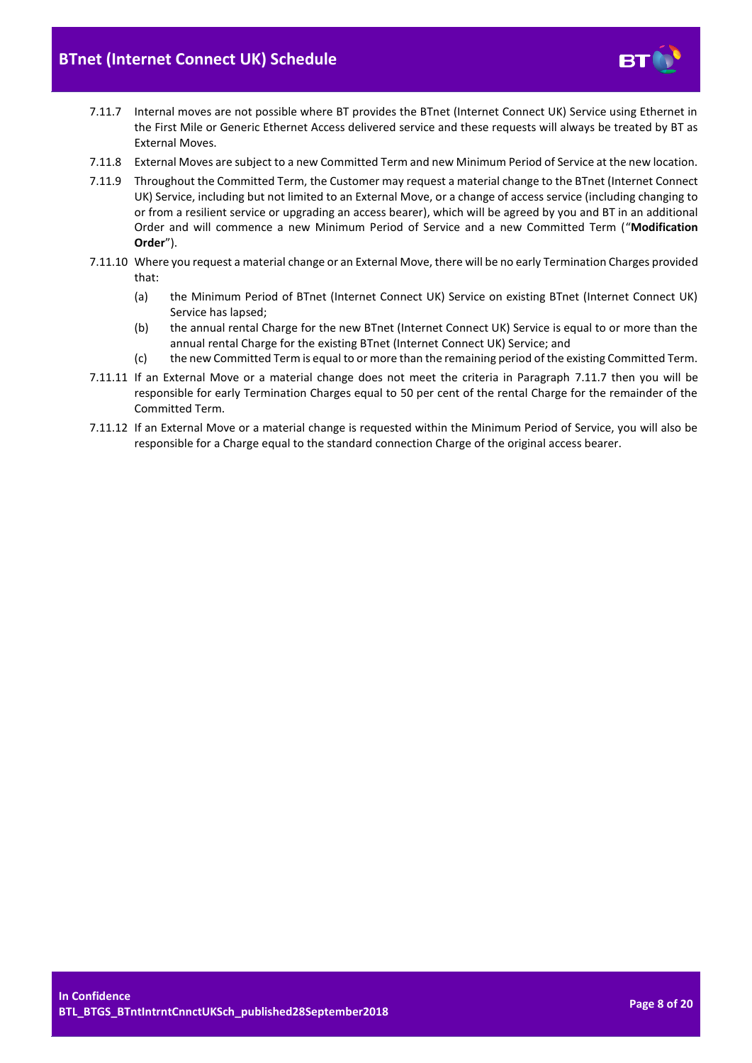7.11.7 Internal moves are not possible where BT provides the BTnet (Internet Connect UK) Service using Ethernet in the First Mile or Generic Ethernet Access delivered service and these requests will always be treated by BT as External Moves.

7.11.8 External Moves are subject to a new Committed Term and new Minimum Period of Service at the new location.

7.11.9 Throughout the Committed Term, the Customer may request a material change to the BTnet (Internet Connect UK) Service, including but not limited to an External Move, or a change of access service (including changing to or from a resilient service or upgrading an access bearer), which will be agreed by you and BT in an additional Order and will commence a new Minimum Period of Service and a new Committed Term ("**Modification Order**").

7.11.10 Where you request a material change or an External Move, there will be no early Termination Charges provided that:

(a) the Minimum Period of BTnet (Internet Connect UK) Service on existing BTnet (Internet Connect UK) Service has lapsed;

(b) the annual rental Charge for the new BTnet (Internet Connect UK) Service is equal to or more than the annual rental Charge for the existing BTnet (Internet Connect UK) Service; and

(c) the new Committed Term is equal to or more than the remaining period of the existing Committed Term.

7.11.11 If an External Move or a material change does not meet the criteria in Paragraph 7.11.7 then you will be responsible for early Termination Charges equal to 50 per cent of the rental Charge for the remainder of the Committed Term.

7.11.12 If an External Move or a material change is requested within the Minimum Period of Service, you will also be responsible for a Charge equal to the standard connection Charge of the original access bearer.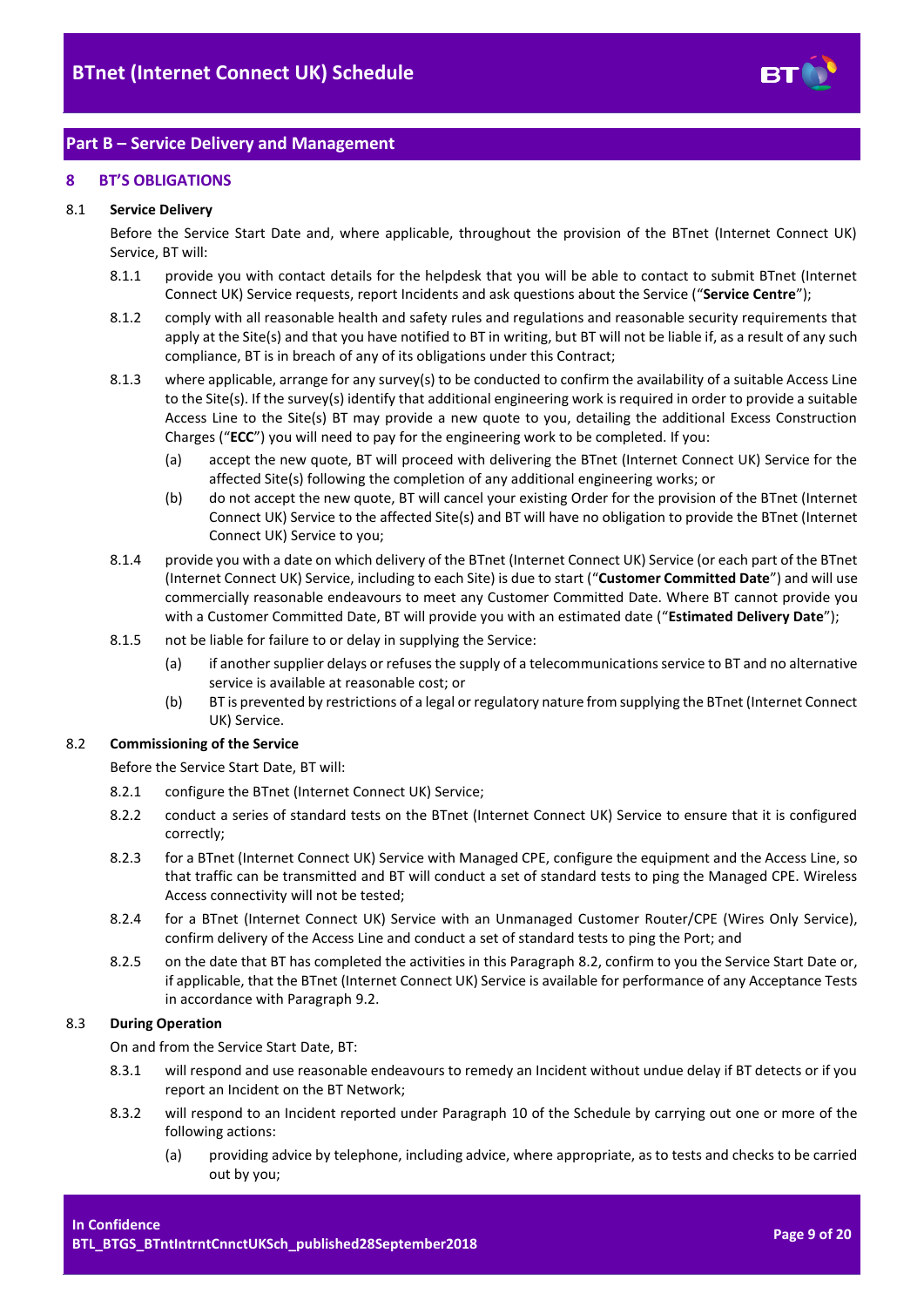## Part B – Service Delivery and Management

### 8 BT'S OBLIGATIONS

8.1 **Service Delivery**

Before the Service Start Date and, where applicable, throughout the provision of the BTnet (Internet Connect UK) Service, BT will:

8.1.1 provide you with contact details for the helpdesk that you will be able to contact to submit BTnet (Internet Connect UK) Service requests, report Incidents and ask questions about the Service ("**Service Centre**");

8.1.2 comply with all reasonable health and safety rules and regulations and reasonable security requirements that apply at the Site(s) and that you have notified to BT in writing, but BT will not be liable if, as a result of any such compliance, BT is in breach of any of its obligations under this Contract;

8.1.3 where applicable, arrange for any survey(s) to be conducted to confirm the availability of a suitable Access Line to the Site(s). If the survey(s) identify that additional engineering work is required in order to provide a suitable Access Line to the Site(s) BT may provide a new quote to you, detailing the additional Excess Construction Charges ("**ECC**") you will need to pay for the engineering work to be completed. If you:

(a) accept the new quote, BT will proceed with delivering the BTnet (Internet Connect UK) Service for the affected Site(s) following the completion of any additional engineering works; or

(b) do not accept the new quote, BT will cancel your existing Order for the provision of the BTnet (Internet Connect UK) Service to the affected Site(s) and BT will have no obligation to provide the BTnet (Internet Connect UK) Service to you;

8.1.4 provide you with a date on which delivery of the BTnet (Internet Connect UK) Service (or each part of the BTnet (Internet Connect UK) Service, including to each Site) is due to start ("**Customer Committed Date**") and will use commercially reasonable endeavours to meet any Customer Committed Date. Where BT cannot provide you with a Customer Committed Date, BT will provide you with an estimated date ("**Estimated Delivery Date**");

8.1.5 not be liable for failure to or delay in supplying the Service:

(a) if another supplier delays or refuses the supply of a telecommunications service to BT and no alternative service is available at reasonable cost; or

(b) BT is prevented by restrictions of a legal or regulatory nature from supplying the BTnet (Internet Connect UK) Service.

8.2 **Commissioning of the Service**

Before the Service Start Date, BT will:

8.2.1 configure the BTnet (Internet Connect UK) Service;

8.2.2 conduct a series of standard tests on the BTnet (Internet Connect UK) Service to ensure that it is configured correctly;

8.2.3 for a BTnet (Internet Connect UK) Service with Managed CPE, configure the equipment and the Access Line, so that traffic can be transmitted and BT will conduct a set of standard tests to ping the Managed CPE. Wireless Access connectivity will not be tested;

8.2.4 for a BTnet (Internet Connect UK) Service with an Unmanaged Customer Router/CPE (Wires Only Service), confirm delivery of the Access Line and conduct a set of standard tests to ping the Port; and

8.2.5 on the date that BT has completed the activities in this Paragraph 8.2, confirm to you the Service Start Date or, if applicable, that the BTnet (Internet Connect UK) Service is available for performance of any Acceptance Tests in accordance with Paragraph 9.2.

8.3 **During Operation**

On and from the Service Start Date, BT:

8.3.1 will respond and use reasonable endeavours to remedy an Incident without undue delay if BT detects or if you report an Incident on the BT Network;

8.3.2 will respond to an Incident reported under Paragraph 10 of the Schedule by carrying out one or more of the following actions:

(a) providing advice by telephone, including advice, where appropriate, as to tests and checks to be carried out by you;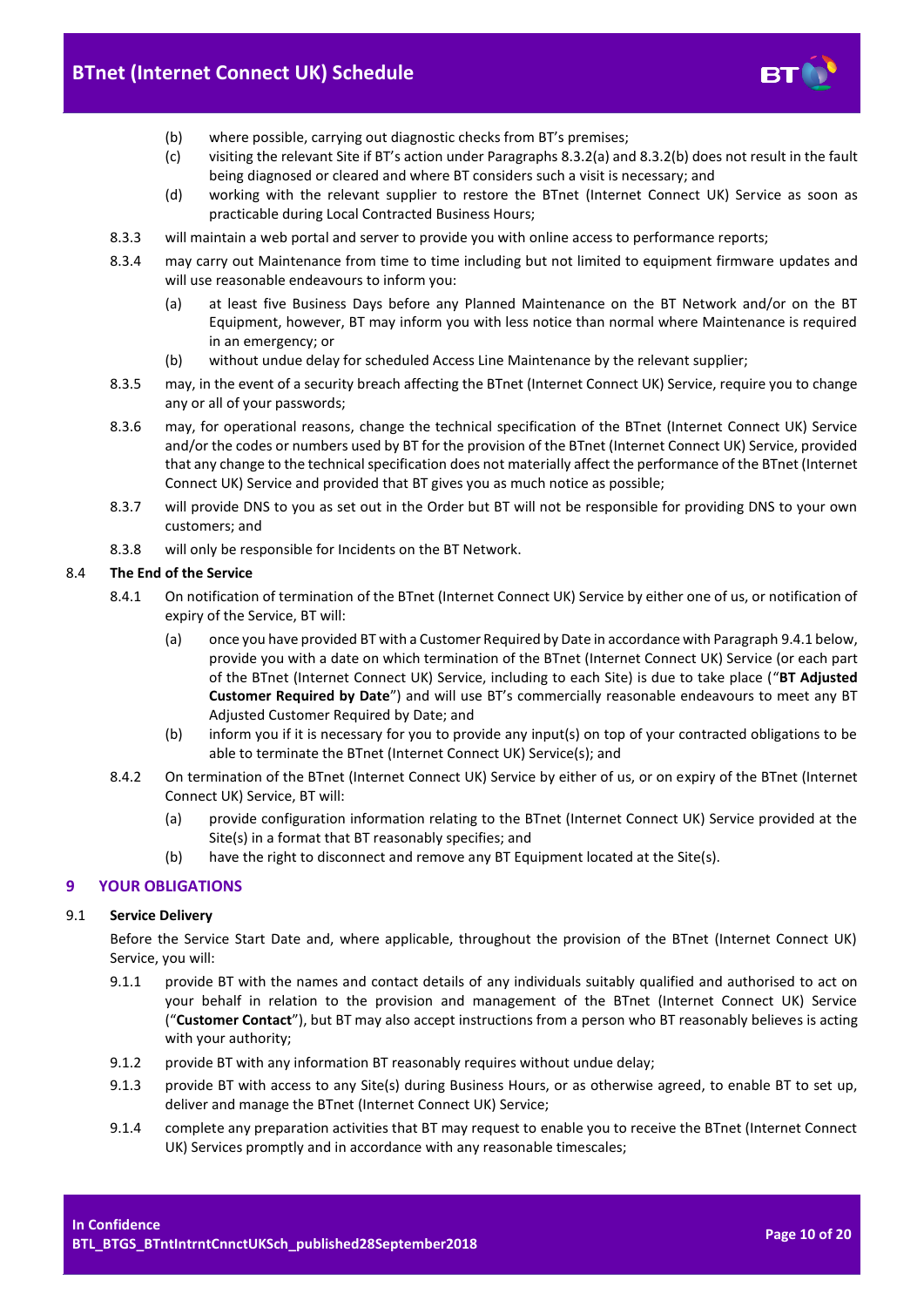(b) where possible, carrying out diagnostic checks from BT's premises;

(c) visiting the relevant Site if BT's action under Paragraphs 8.3.2(a) and 8.3.2(b) does not result in the fault being diagnosed or cleared and where BT considers such a visit is necessary; and

(d) working with the relevant supplier to restore the BTnet (Internet Connect UK) Service as soon as practicable during Local Contracted Business Hours;

8.3.3 will maintain a web portal and server to provide you with online access to performance reports;

8.3.4 may carry out Maintenance from time to time including but not limited to equipment firmware updates and will use reasonable endeavours to inform you:

(a) at least five Business Days before any Planned Maintenance on the BT Network and/or on the BT Equipment, however, BT may inform you with less notice than normal where Maintenance is required in an emergency; or

(b) without undue delay for scheduled Access Line Maintenance by the relevant supplier;

8.3.5 may, in the event of a security breach affecting the BTnet (Internet Connect UK) Service, require you to change any or all of your passwords;

8.3.6 may, for operational reasons, change the technical specification of the BTnet (Internet Connect UK) Service and/or the codes or numbers used by BT for the provision of the BTnet (Internet Connect UK) Service, provided that any change to the technical specification does not materially affect the performance of the BTnet (Internet Connect UK) Service and provided that BT gives you as much notice as possible;

8.3.7 will provide DNS to you as set out in the Order but BT will not be responsible for providing DNS to your own customers; and

8.3.8 will only be responsible for Incidents on the BT Network.

8.4 **The End of the Service**

8.4.1 On notification of termination of the BTnet (Internet Connect UK) Service by either one of us, or notification of expiry of the Service, BT will:

(a) once you have provided BT with a Customer Required by Date in accordance with Paragraph 9.4.1 below, provide you with a date on which termination of the BTnet (Internet Connect UK) Service (or each part of the BTnet (Internet Connect UK) Service, including to each Site) is due to take place ("**BT Adjusted Customer Required by Date**") and will use BT's commercially reasonable endeavours to meet any BT Adjusted Customer Required by Date; and

(b) inform you if it is necessary for you to provide any input(s) on top of your contracted obligations to be able to terminate the BTnet (Internet Connect UK) Service(s); and

8.4.2 On termination of the BTnet (Internet Connect UK) Service by either of us, or on expiry of the BTnet (Internet Connect UK) Service, BT will:

(a) provide configuration information relating to the BTnet (Internet Connect UK) Service provided at the Site(s) in a format that BT reasonably specifies; and

(b) have the right to disconnect and remove any BT Equipment located at the Site(s).

## 9 YOUR OBLIGATIONS

9.1 **Service Delivery**

Before the Service Start Date and, where applicable, throughout the provision of the BTnet (Internet Connect UK) Service, you will:

9.1.1 provide BT with the names and contact details of any individuals suitably qualified and authorised to act on your behalf in relation to the provision and management of the BTnet (Internet Connect UK) Service ("**Customer Contact**"), but BT may also accept instructions from a person who BT reasonably believes is acting with your authority;

9.1.2 provide BT with any information BT reasonably requires without undue delay;

9.1.3 provide BT with access to any Site(s) during Business Hours, or as otherwise agreed, to enable BT to set up, deliver and manage the BTnet (Internet Connect UK) Service;

9.1.4 complete any preparation activities that BT may request to enable you to receive the BTnet (Internet Connect UK) Services promptly and in accordance with any reasonable timescales;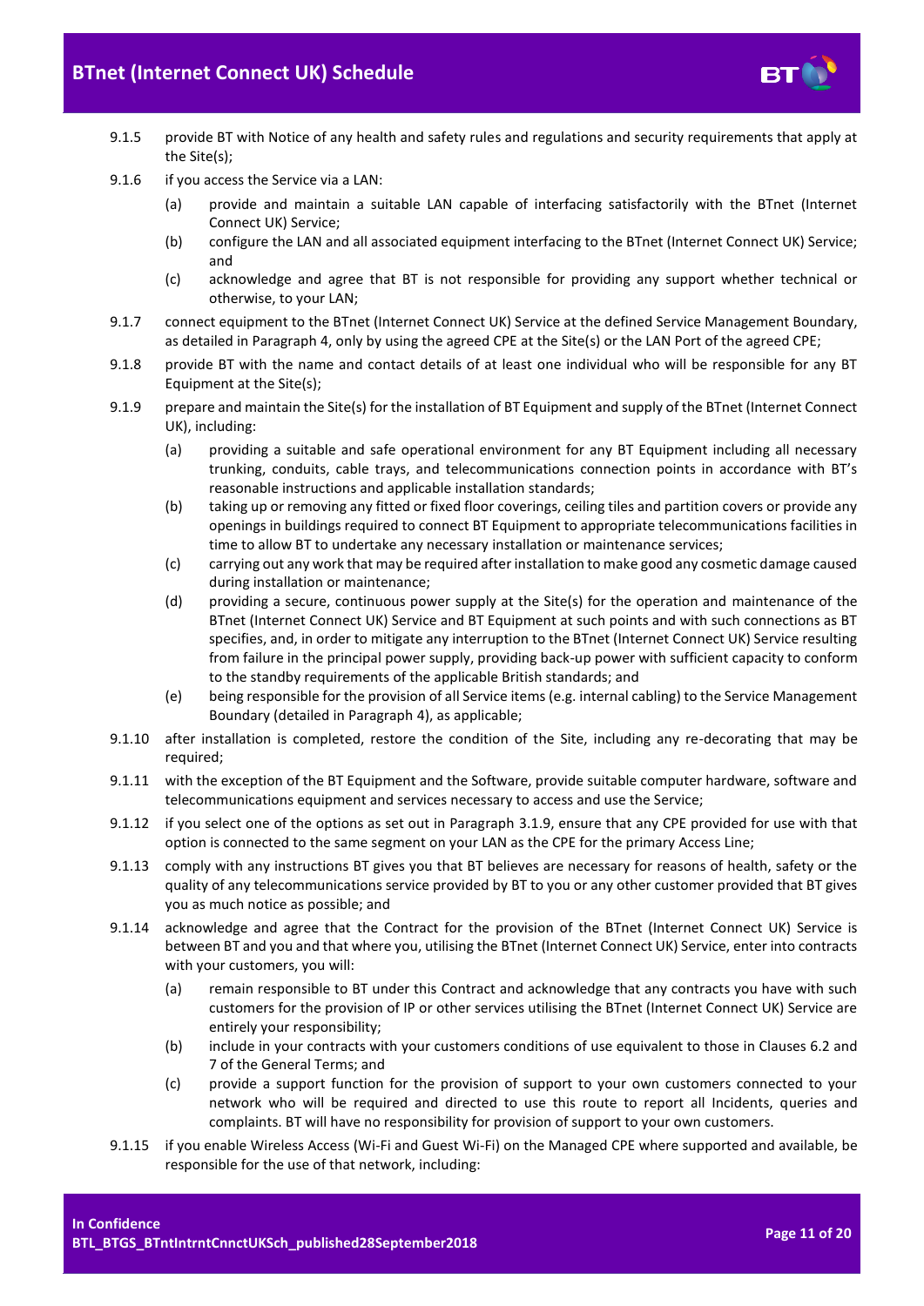9.1.5 provide BT with Notice of any health and safety rules and regulations and security requirements that apply at the Site(s);

9.1.6 if you access the Service via a LAN:

(a) provide and maintain a suitable LAN capable of interfacing satisfactorily with the BTnet (Internet Connect UK) Service;

(b) configure the LAN and all associated equipment interfacing to the BTnet (Internet Connect UK) Service; and

(c) acknowledge and agree that BT is not responsible for providing any support whether technical or otherwise, to your LAN;

9.1.7 connect equipment to the BTnet (Internet Connect UK) Service at the defined Service Management Boundary, as detailed in Paragraph 4, only by using the agreed CPE at the Site(s) or the LAN Port of the agreed CPE;

9.1.8 provide BT with the name and contact details of at least one individual who will be responsible for any BT Equipment at the Site(s);

9.1.9 prepare and maintain the Site(s) for the installation of BT Equipment and supply of the BTnet (Internet Connect UK), including:

(a) providing a suitable and safe operational environment for any BT Equipment including all necessary trunking, conduits, cable trays, and telecommunications connection points in accordance with BT's reasonable instructions and applicable installation standards;

(b) taking up or removing any fitted or fixed floor coverings, ceiling tiles and partition covers or provide any openings in buildings required to connect BT Equipment to appropriate telecommunications facilities in time to allow BT to undertake any necessary installation or maintenance services;

(c) carrying out any work that may be required after installation to make good any cosmetic damage caused during installation or maintenance;

(d) providing a secure, continuous power supply at the Site(s) for the operation and maintenance of the BTnet (Internet Connect UK) Service and BT Equipment at such points and with such connections as BT specifies, and, in order to mitigate any interruption to the BTnet (Internet Connect UK) Service resulting from failure in the principal power supply, providing back-up power with sufficient capacity to conform to the standby requirements of the applicable British standards; and

(e) being responsible for the provision of all Service items (e.g. internal cabling) to the Service Management Boundary (detailed in Paragraph 4), as applicable;

9.1.10 after installation is completed, restore the condition of the Site, including any re-decorating that may be required;

9.1.11 with the exception of the BT Equipment and the Software, provide suitable computer hardware, software and telecommunications equipment and services necessary to access and use the Service;

9.1.12 if you select one of the options as set out in Paragraph 3.1.9, ensure that any CPE provided for use with that option is connected to the same segment on your LAN as the CPE for the primary Access Line;

9.1.13 comply with any instructions BT gives you that BT believes are necessary for reasons of health, safety or the quality of any telecommunications service provided by BT to you or any other customer provided that BT gives you as much notice as possible; and

9.1.14 acknowledge and agree that the Contract for the provision of the BTnet (Internet Connect UK) Service is between BT and you and that where you, utilising the BTnet (Internet Connect UK) Service, enter into contracts with your customers, you will:

(a) remain responsible to BT under this Contract and acknowledge that any contracts you have with such customers for the provision of IP or other services utilising the BTnet (Internet Connect UK) Service are entirely your responsibility;

(b) include in your contracts with your customers conditions of use equivalent to those in Clauses 6.2 and 7 of the General Terms; and

(c) provide a support function for the provision of support to your own customers connected to your network who will be required and directed to use this route to report all Incidents, queries and complaints. BT will have no responsibility for provision of support to your own customers.

9.1.15 if you enable Wireless Access (Wi-Fi and Guest Wi-Fi) on the Managed CPE where supported and available, be responsible for the use of that network, including: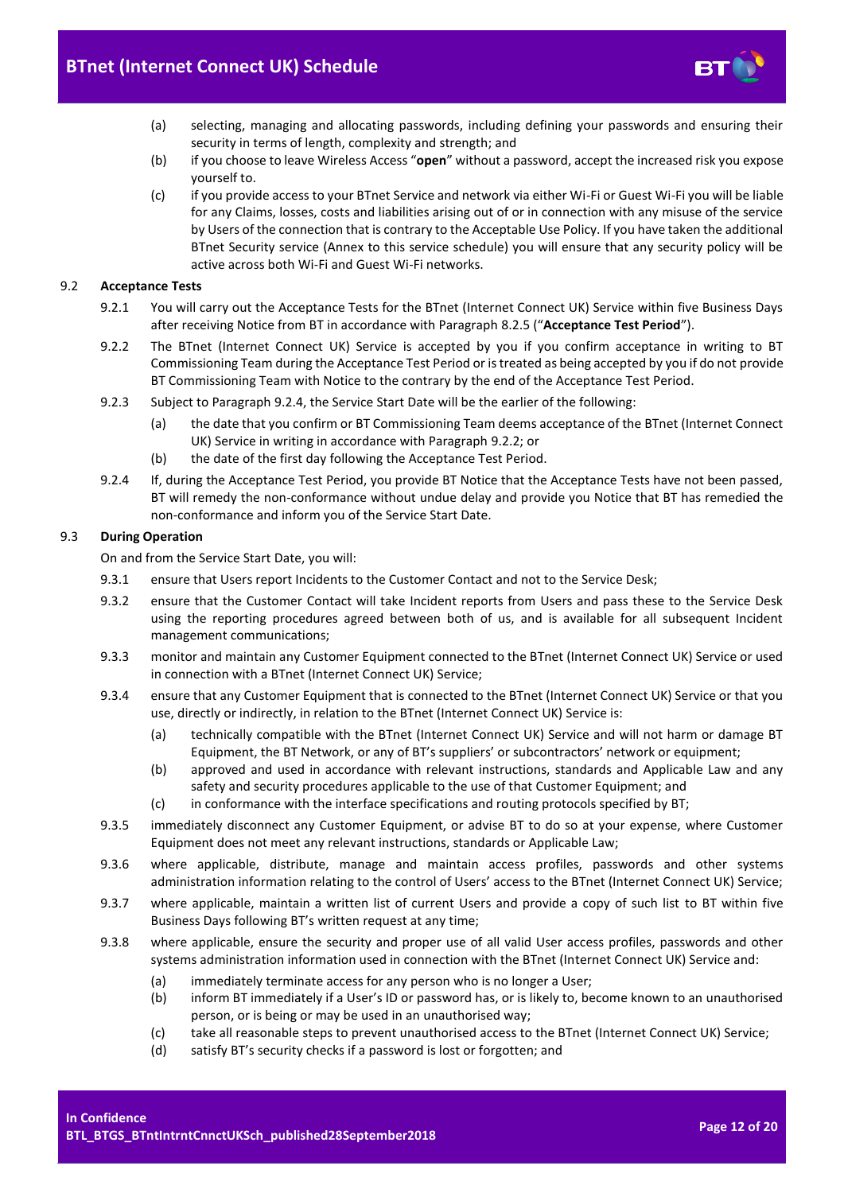(a) selecting, managing and allocating passwords, including defining your passwords and ensuring their security in terms of length, complexity and strength; and

(b) if you choose to leave Wireless Access "**open**" without a password, accept the increased risk you expose yourself to.

(c) if you provide access to your BTnet Service and network via either Wi-Fi or Guest Wi-Fi you will be liable for any Claims, losses, costs and liabilities arising out of or in connection with any misuse of the service by Users of the connection that is contrary to the Acceptable Use Policy. If you have taken the additional BTnet Security service (Annex to this service schedule) you will ensure that any security policy will be active across both Wi-Fi and Guest Wi-Fi networks.

### 9.2 Acceptance Tests

9.2.1 You will carry out the Acceptance Tests for the BTnet (Internet Connect UK) Service within five Business Days after receiving Notice from BT in accordance with Paragraph 8.2.5 ("**Acceptance Test Period**").

9.2.2 The BTnet (Internet Connect UK) Service is accepted by you if you confirm acceptance in writing to BT Commissioning Team during the Acceptance Test Period or is treated as being accepted by you if do not provide BT Commissioning Team with Notice to the contrary by the end of the Acceptance Test Period.

9.2.3 Subject to Paragraph 9.2.4, the Service Start Date will be the earlier of the following:

(a) the date that you confirm or BT Commissioning Team deems acceptance of the BTnet (Internet Connect UK) Service in writing in accordance with Paragraph 9.2.2; or

(b) the date of the first day following the Acceptance Test Period.

9.2.4 If, during the Acceptance Test Period, you provide BT Notice that the Acceptance Tests have not been passed, BT will remedy the non-conformance without undue delay and provide you Notice that BT has remedied the non-conformance and inform you of the Service Start Date.

### 9.3 During Operation

On and from the Service Start Date, you will:

9.3.1 ensure that Users report Incidents to the Customer Contact and not to the Service Desk;

9.3.2 ensure that the Customer Contact will take Incident reports from Users and pass these to the Service Desk using the reporting procedures agreed between both of us, and is available for all subsequent Incident management communications;

9.3.3 monitor and maintain any Customer Equipment connected to the BTnet (Internet Connect UK) Service or used in connection with a BTnet (Internet Connect UK) Service;

9.3.4 ensure that any Customer Equipment that is connected to the BTnet (Internet Connect UK) Service or that you use, directly or indirectly, in relation to the BTnet (Internet Connect UK) Service is:

(a) technically compatible with the BTnet (Internet Connect UK) Service and will not harm or damage BT Equipment, the BT Network, or any of BT's suppliers' or subcontractors' network or equipment;

(b) approved and used in accordance with relevant instructions, standards and Applicable Law and any safety and security procedures applicable to the use of that Customer Equipment; and

(c) in conformance with the interface specifications and routing protocols specified by BT;

9.3.5 immediately disconnect any Customer Equipment, or advise BT to do so at your expense, where Customer Equipment does not meet any relevant instructions, standards or Applicable Law;

9.3.6 where applicable, distribute, manage and maintain access profiles, passwords and other systems administration information relating to the control of Users' access to the BTnet (Internet Connect UK) Service;

9.3.7 where applicable, maintain a written list of current Users and provide a copy of such list to BT within five Business Days following BT's written request at any time;

9.3.8 where applicable, ensure the security and proper use of all valid User access profiles, passwords and other systems administration information used in connection with the BTnet (Internet Connect UK) Service and:

(a) immediately terminate access for any person who is no longer a User;

(b) inform BT immediately if a User's ID or password has, or is likely to, become known to an unauthorised person, or is being or may be used in an unauthorised way;

(c) take all reasonable steps to prevent unauthorised access to the BTnet (Internet Connect UK) Service;

(d) satisfy BT's security checks if a password is lost or forgotten; and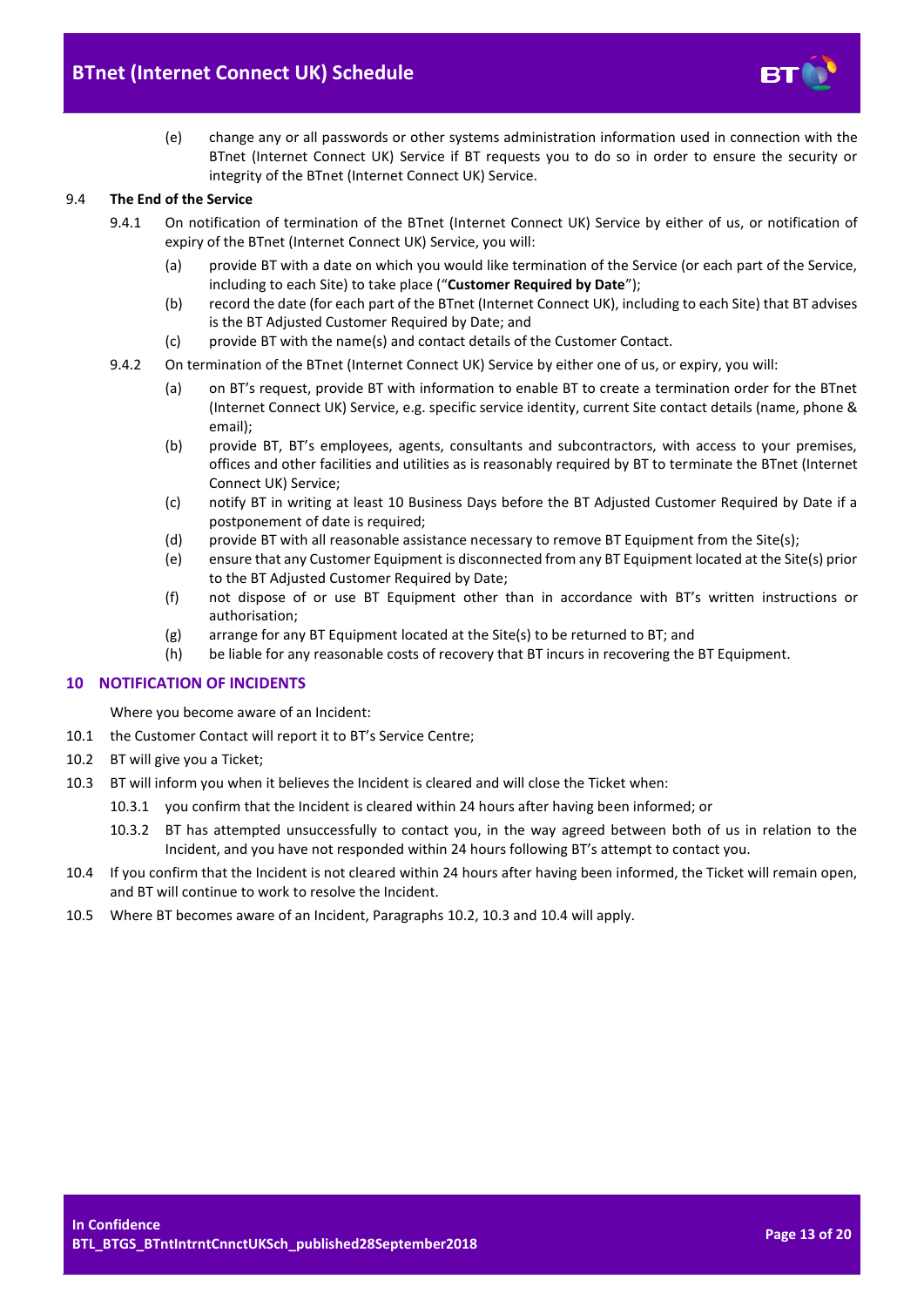(e) change any or all passwords or other systems administration information used in connection with the BTnet (Internet Connect UK) Service if BT requests you to do so in order to ensure the security or integrity of the BTnet (Internet Connect UK) Service.

9.4 **The End of the Service**

9.4.1 On notification of termination of the BTnet (Internet Connect UK) Service by either of us, or notification of expiry of the BTnet (Internet Connect UK) Service, you will:

(a) provide BT with a date on which you would like termination of the Service (or each part of the Service, including to each Site) to take place ("**Customer Required by Date**");

(b) record the date (for each part of the BTnet (Internet Connect UK), including to each Site) that BT advises is the BT Adjusted Customer Required by Date; and

(c) provide BT with the name(s) and contact details of the Customer Contact.

9.4.2 On termination of the BTnet (Internet Connect UK) Service by either one of us, or expiry, you will:

(a) on BT's request, provide BT with information to enable BT to create a termination order for the BTnet (Internet Connect UK) Service, e.g. specific service identity, current Site contact details (name, phone & email);

(b) provide BT, BT's employees, agents, consultants and subcontractors, with access to your premises, offices and other facilities and utilities as is reasonably required by BT to terminate the BTnet (Internet Connect UK) Service;

(c) notify BT in writing at least 10 Business Days before the BT Adjusted Customer Required by Date if a postponement of date is required;

(d) provide BT with all reasonable assistance necessary to remove BT Equipment from the Site(s);

(e) ensure that any Customer Equipment is disconnected from any BT Equipment located at the Site(s) prior to the BT Adjusted Customer Required by Date;

(f) not dispose of or use BT Equipment other than in accordance with BT's written instructions or authorisation;

(g) arrange for any BT Equipment located at the Site(s) to be returned to BT; and

(h) be liable for any reasonable costs of recovery that BT incurs in recovering the BT Equipment.

## 10 NOTIFICATION OF INCIDENTS

Where you become aware of an Incident:

10.1 the Customer Contact will report it to BT's Service Centre;

10.2 BT will give you a Ticket;

10.3 BT will inform you when it believes the Incident is cleared and will close the Ticket when:

10.3.1 you confirm that the Incident is cleared within 24 hours after having been informed; or

10.3.2 BT has attempted unsuccessfully to contact you, in the way agreed between both of us in relation to the Incident, and you have not responded within 24 hours following BT's attempt to contact you.

10.4 If you confirm that the Incident is not cleared within 24 hours after having been informed, the Ticket will remain open, and BT will continue to work to resolve the Incident.

10.5 Where BT becomes aware of an Incident, Paragraphs 10.2, 10.3 and 10.4 will apply.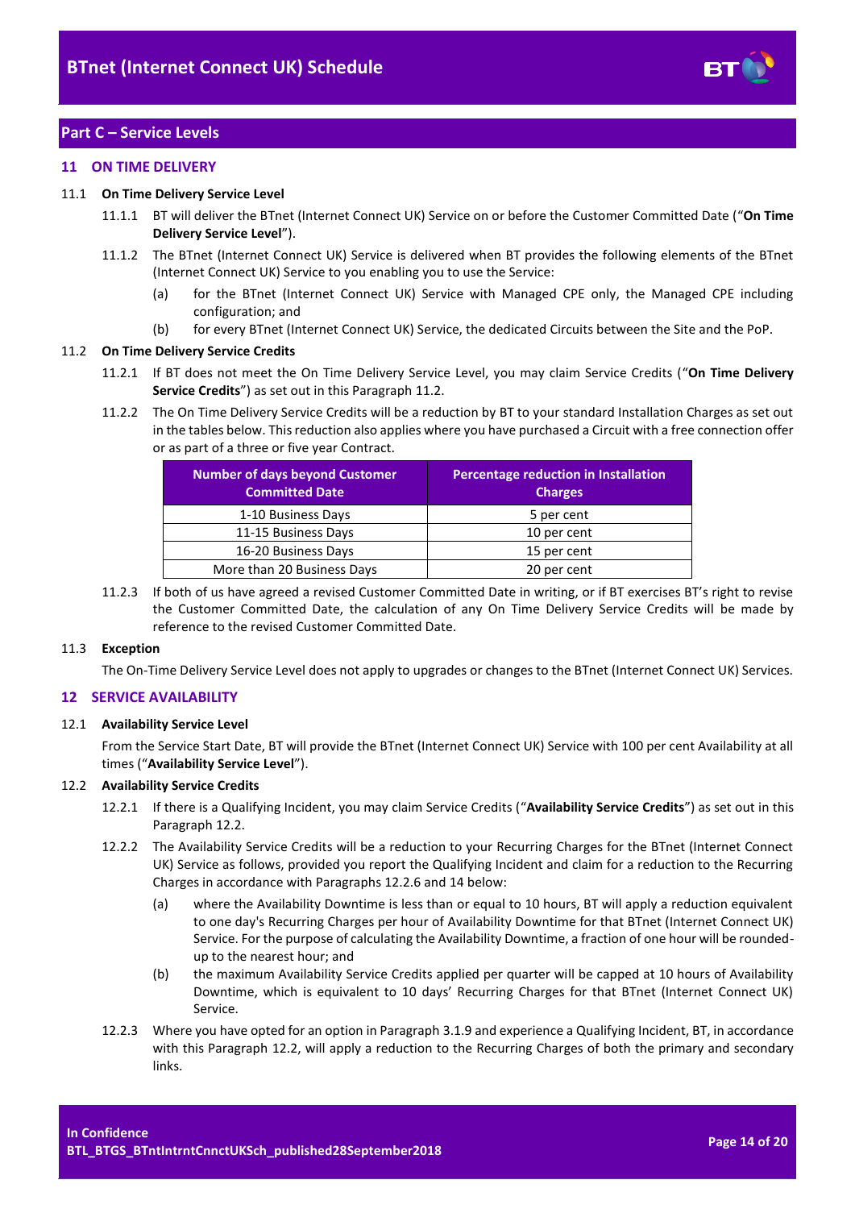## Part C – Service Levels

### 11 ON TIME DELIVERY

**11.1 On Time Delivery Service Level**

11.1.1 BT will deliver the BTnet (Internet Connect UK) Service on or before the Customer Committed Date ("**On Time Delivery Service Level**").

11.1.2 The BTnet (Internet Connect UK) Service is delivered when BT provides the following elements of the BTnet (Internet Connect UK) Service to you enabling you to use the Service:

(a) for the BTnet (Internet Connect UK) Service with Managed CPE only, the Managed CPE including configuration; and

(b) for every BTnet (Internet Connect UK) Service, the dedicated Circuits between the Site and the PoP.

**11.2 On Time Delivery Service Credits**

11.2.1 If BT does not meet the On Time Delivery Service Level, you may claim Service Credits ("**On Time Delivery Service Credits**") as set out in this Paragraph 11.2.

11.2.2 The On Time Delivery Service Credits will be a reduction by BT to your standard Installation Charges as set out in the tables below. This reduction also applies where you have purchased a Circuit with a free connection offer or as part of a three or five year Contract.

| Number of days beyond Customer Committed Date | Percentage reduction in Installation Charges |
|---|---|
| 1-10 Business Days | 5 per cent |
| 11-15 Business Days | 10 per cent |
| 16-20 Business Days | 15 per cent |
| More than 20 Business Days | 20 per cent |

11.2.3 If both of us have agreed a revised Customer Committed Date in writing, or if BT exercises BT's right to revise the Customer Committed Date, the calculation of any On Time Delivery Service Credits will be made by reference to the revised Customer Committed Date.

**11.3 Exception**

The On-Time Delivery Service Level does not apply to upgrades or changes to the BTnet (Internet Connect UK) Services.

### 12 SERVICE AVAILABILITY

**12.1 Availability Service Level**

From the Service Start Date, BT will provide the BTnet (Internet Connect UK) Service with 100 per cent Availability at all times ("**Availability Service Level**").

**12.2 Availability Service Credits**

12.2.1 If there is a Qualifying Incident, you may claim Service Credits ("**Availability Service Credits**") as set out in this Paragraph 12.2.

12.2.2 The Availability Service Credits will be a reduction to your Recurring Charges for the BTnet (Internet Connect UK) Service as follows, provided you report the Qualifying Incident and claim for a reduction to the Recurring Charges in accordance with Paragraphs 12.2.6 and 14 below:

(a) where the Availability Downtime is less than or equal to 10 hours, BT will apply a reduction equivalent to one day's Recurring Charges per hour of Availability Downtime for that BTnet (Internet Connect UK) Service. For the purpose of calculating the Availability Downtime, a fraction of one hour will be rounded-up to the nearest hour; and

(b) the maximum Availability Service Credits applied per quarter will be capped at 10 hours of Availability Downtime, which is equivalent to 10 days' Recurring Charges for that BTnet (Internet Connect UK) Service.

12.2.3 Where you have opted for an option in Paragraph 3.1.9 and experience a Qualifying Incident, BT, in accordance with this Paragraph 12.2, will apply a reduction to the Recurring Charges of both the primary and secondary links.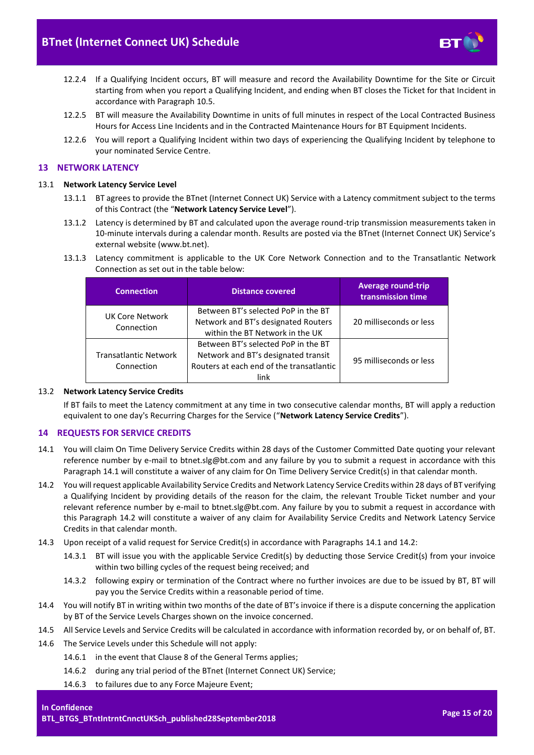12.2.4 If a Qualifying Incident occurs, BT will measure and record the Availability Downtime for the Site or Circuit starting from when you report a Qualifying Incident, and ending when BT closes the Ticket for that Incident in accordance with Paragraph 10.5.

12.2.5 BT will measure the Availability Downtime in units of full minutes in respect of the Local Contracted Business Hours for Access Line Incidents and in the Contracted Maintenance Hours for BT Equipment Incidents.

12.2.6 You will report a Qualifying Incident within two days of experiencing the Qualifying Incident by telephone to your nominated Service Centre.

## 13 NETWORK LATENCY

13.1 **Network Latency Service Level**

13.1.1 BT agrees to provide the BTnet (Internet Connect UK) Service with a Latency commitment subject to the terms of this Contract (the "**Network Latency Service Level**").

13.1.2 Latency is determined by BT and calculated upon the average round-trip transmission measurements taken in 10-minute intervals during a calendar month. Results are posted via the BTnet (Internet Connect UK) Service's external website (www.bt.net).

13.1.3 Latency commitment is applicable to the UK Core Network Connection and to the Transatlantic Network Connection as set out in the table below:

| Connection | Distance covered | Average round-trip transmission time |
|---|---|---|
| UK Core Network Connection | Between BT's selected PoP in the BT Network and BT's designated Routers within the BT Network in the UK | 20 milliseconds or less |
| Transatlantic Network Connection | Between BT's selected PoP in the BT Network and BT's designated transit Routers at each end of the transatlantic link | 95 milliseconds or less |

13.2 **Network Latency Service Credits**

If BT fails to meet the Latency commitment at any time in two consecutive calendar months, BT will apply a reduction equivalent to one day's Recurring Charges for the Service ("**Network Latency Service Credits**").

## 14 REQUESTS FOR SERVICE CREDITS

14.1 You will claim On Time Delivery Service Credits within 28 days of the Customer Committed Date quoting your relevant reference number by e-mail to btnet.slg@bt.com and any failure by you to submit a request in accordance with this Paragraph 14.1 will constitute a waiver of any claim for On Time Delivery Service Credit(s) in that calendar month.

14.2 You will request applicable Availability Service Credits and Network Latency Service Credits within 28 days of BT verifying a Qualifying Incident by providing details of the reason for the claim, the relevant Trouble Ticket number and your relevant reference number by e-mail to btnet.slg@bt.com. Any failure by you to submit a request in accordance with this Paragraph 14.2 will constitute a waiver of any claim for Availability Service Credits and Network Latency Service Credits in that calendar month.

14.3 Upon receipt of a valid request for Service Credit(s) in accordance with Paragraphs 14.1 and 14.2:

14.3.1 BT will issue you with the applicable Service Credit(s) by deducting those Service Credit(s) from your invoice within two billing cycles of the request being received; and

14.3.2 following expiry or termination of the Contract where no further invoices are due to be issued by BT, BT will pay you the Service Credits within a reasonable period of time.

14.4 You will notify BT in writing within two months of the date of BT's invoice if there is a dispute concerning the application by BT of the Service Levels Charges shown on the invoice concerned.

14.5 All Service Levels and Service Credits will be calculated in accordance with information recorded by, or on behalf of, BT.

14.6 The Service Levels under this Schedule will not apply:

14.6.1 in the event that Clause 8 of the General Terms applies;

14.6.2 during any trial period of the BTnet (Internet Connect UK) Service;

14.6.3 to failures due to any Force Majeure Event;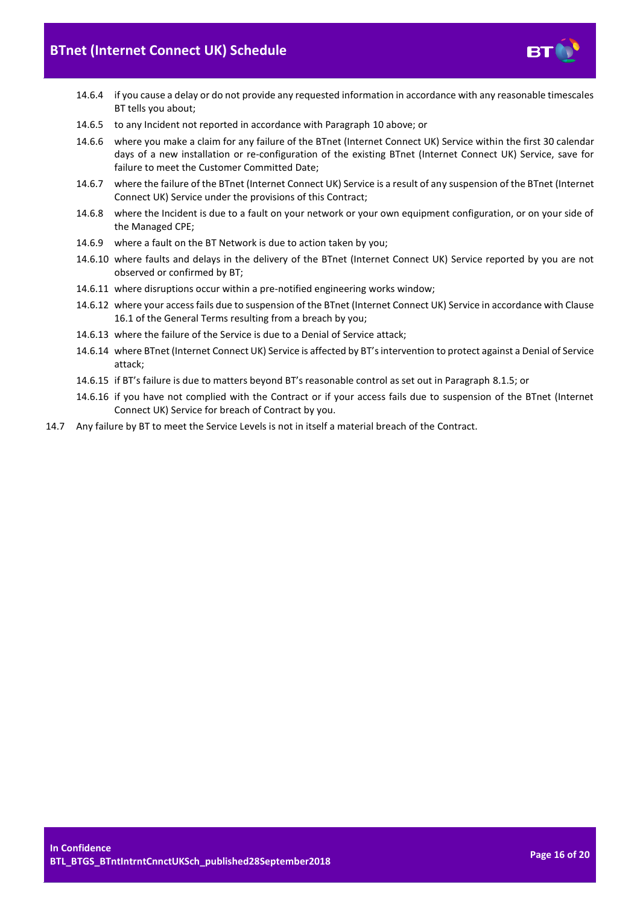14.6.4 if you cause a delay or do not provide any requested information in accordance with any reasonable timescales BT tells you about;

14.6.5 to any Incident not reported in accordance with Paragraph 10 above; or

14.6.6 where you make a claim for any failure of the BTnet (Internet Connect UK) Service within the first 30 calendar days of a new installation or re-configuration of the existing BTnet (Internet Connect UK) Service, save for failure to meet the Customer Committed Date;

14.6.7 where the failure of the BTnet (Internet Connect UK) Service is a result of any suspension of the BTnet (Internet Connect UK) Service under the provisions of this Contract;

14.6.8 where the Incident is due to a fault on your network or your own equipment configuration, or on your side of the Managed CPE;

14.6.9 where a fault on the BT Network is due to action taken by you;

14.6.10 where faults and delays in the delivery of the BTnet (Internet Connect UK) Service reported by you are not observed or confirmed by BT;

14.6.11 where disruptions occur within a pre-notified engineering works window;

14.6.12 where your access fails due to suspension of the BTnet (Internet Connect UK) Service in accordance with Clause 16.1 of the General Terms resulting from a breach by you;

14.6.13 where the failure of the Service is due to a Denial of Service attack;

14.6.14 where BTnet (Internet Connect UK) Service is affected by BT's intervention to protect against a Denial of Service attack;

14.6.15 if BT's failure is due to matters beyond BT's reasonable control as set out in Paragraph 8.1.5; or

14.6.16 if you have not complied with the Contract or if your access fails due to suspension of the BTnet (Internet Connect UK) Service for breach of Contract by you.

14.7 Any failure by BT to meet the Service Levels is not in itself a material breach of the Contract.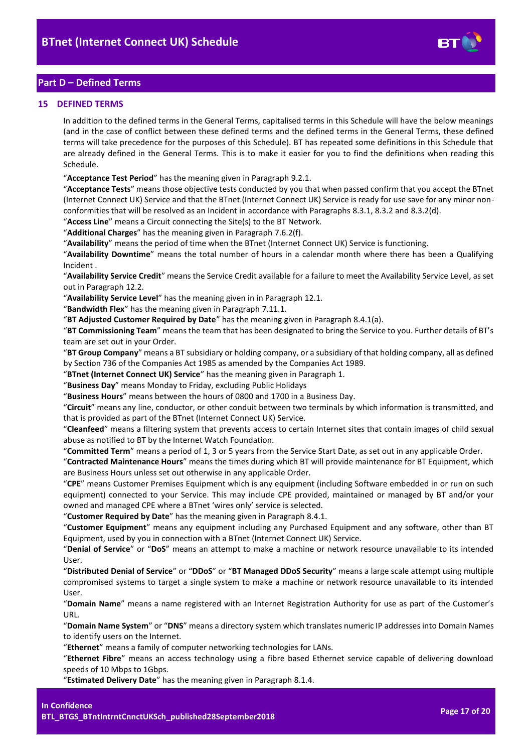## Part D – Defined Terms

### 15 DEFINED TERMS

In addition to the defined terms in the General Terms, capitalised terms in this Schedule will have the below meanings (and in the case of conflict between these defined terms and the defined terms in the General Terms, these defined terms will take precedence for the purposes of this Schedule). BT has repeated some definitions in this Schedule that are already defined in the General Terms. This is to make it easier for you to find the definitions when reading this Schedule.

"**Acceptance Test Period**" has the meaning given in Paragraph 9.2.1.

"**Acceptance Tests**" means those objective tests conducted by you that when passed confirm that you accept the BTnet (Internet Connect UK) Service and that the BTnet (Internet Connect UK) Service is ready for use save for any minor non-conformities that will be resolved as an Incident in accordance with Paragraphs 8.3.1, 8.3.2 and 8.3.2(d).

"**Access Line**" means a Circuit connecting the Site(s) to the BT Network.

"**Additional Charges**" has the meaning given in Paragraph 7.6.2(f).

"**Availability**" means the period of time when the BTnet (Internet Connect UK) Service is functioning.

"**Availability Downtime**" means the total number of hours in a calendar month where there has been a Qualifying Incident .

"**Availability Service Credit**" means the Service Credit available for a failure to meet the Availability Service Level, as set out in Paragraph 12.2.

"**Availability Service Level**" has the meaning given in in Paragraph 12.1.

"**Bandwidth Flex**" has the meaning given in Paragraph 7.11.1.

"**BT Adjusted Customer Required by Date**" has the meaning given in Paragraph 8.4.1(a).

"**BT Commissioning Team**" means the team that has been designated to bring the Service to you. Further details of BT's team are set out in your Order.

"**BT Group Company**" means a BT subsidiary or holding company, or a subsidiary of that holding company, all as defined by Section 736 of the Companies Act 1985 as amended by the Companies Act 1989.

"**BTnet (Internet Connect UK) Service**" has the meaning given in Paragraph 1.

"**Business Day**" means Monday to Friday, excluding Public Holidays

"**Business Hours**" means between the hours of 0800 and 1700 in a Business Day.

"**Circuit**" means any line, conductor, or other conduit between two terminals by which information is transmitted, and that is provided as part of the BTnet (Internet Connect UK) Service.

"**Cleanfeed**" means a filtering system that prevents access to certain Internet sites that contain images of child sexual abuse as notified to BT by the Internet Watch Foundation.

"**Committed Term**" means a period of 1, 3 or 5 years from the Service Start Date, as set out in any applicable Order.

"**Contracted Maintenance Hours**" means the times during which BT will provide maintenance for BT Equipment, which are Business Hours unless set out otherwise in any applicable Order.

"**CPE**" means Customer Premises Equipment which is any equipment (including Software embedded in or run on such equipment) connected to your Service. This may include CPE provided, maintained or managed by BT and/or your owned and managed CPE where a BTnet 'wires only' service is selected.

"**Customer Required by Date**" has the meaning given in Paragraph 8.4.1.

"**Customer Equipment**" means any equipment including any Purchased Equipment and any software, other than BT Equipment, used by you in connection with a BTnet (Internet Connect UK) Service.

"**Denial of Service**" or "**DoS**" means an attempt to make a machine or network resource unavailable to its intended User.

"**Distributed Denial of Service**" or "**DDoS**" or "**BT Managed DDoS Security**" means a large scale attempt using multiple compromised systems to target a single system to make a machine or network resource unavailable to its intended User.

"**Domain Name**" means a name registered with an Internet Registration Authority for use as part of the Customer's URL.

"**Domain Name System**" or "**DNS**" means a directory system which translates numeric IP addresses into Domain Names to identify users on the Internet.

"**Ethernet**" means a family of computer networking technologies for LANs.

"**Ethernet Fibre**" means an access technology using a fibre based Ethernet service capable of delivering download speeds of 10 Mbps to 1Gbps.

"**Estimated Delivery Date**" has the meaning given in Paragraph 8.1.4.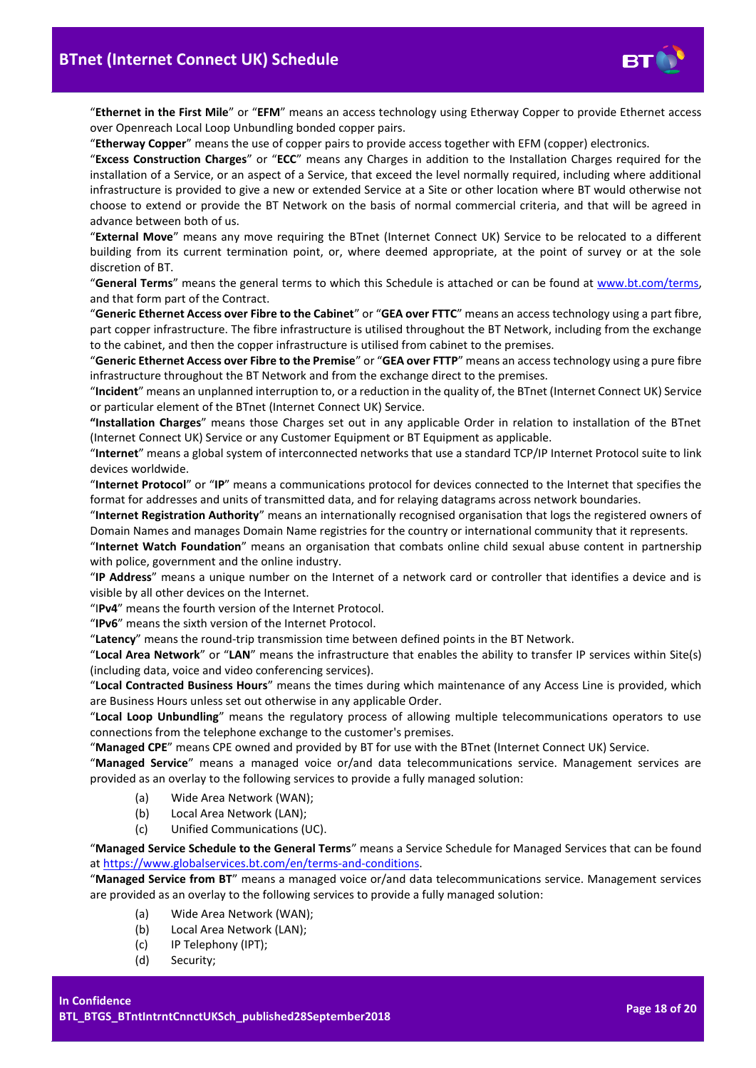"**Ethernet in the First Mile**" or "**EFM**" means an access technology using Etherway Copper to provide Ethernet access over Openreach Local Loop Unbundling bonded copper pairs.

"**Etherway Copper**" means the use of copper pairs to provide access together with EFM (copper) electronics.

"**Excess Construction Charges**" or "**ECC**" means any Charges in addition to the Installation Charges required for the installation of a Service, or an aspect of a Service, that exceed the level normally required, including where additional infrastructure is provided to give a new or extended Service at a Site or other location where BT would otherwise not choose to extend or provide the BT Network on the basis of normal commercial criteria, and that will be agreed in advance between both of us.

"**External Move**" means any move requiring the BTnet (Internet Connect UK) Service to be relocated to a different building from its current termination point, or, where deemed appropriate, at the point of survey or at the sole discretion of BT.

"**General Terms**" means the general terms to which this Schedule is attached or can be found at www.bt.com/terms, and that form part of the Contract.

"**Generic Ethernet Access over Fibre to the Cabinet**" or "**GEA over FTTC**" means an access technology using a part fibre, part copper infrastructure. The fibre infrastructure is utilised throughout the BT Network, including from the exchange to the cabinet, and then the copper infrastructure is utilised from cabinet to the premises.

"**Generic Ethernet Access over Fibre to the Premise**" or "**GEA over FTTP**" means an access technology using a pure fibre infrastructure throughout the BT Network and from the exchange direct to the premises.

"**Incident**" means an unplanned interruption to, or a reduction in the quality of, the BTnet (Internet Connect UK) Service or particular element of the BTnet (Internet Connect UK) Service.

"**Installation Charges**" means those Charges set out in any applicable Order in relation to installation of the BTnet (Internet Connect UK) Service or any Customer Equipment or BT Equipment as applicable.

"**Internet**" means a global system of interconnected networks that use a standard TCP/IP Internet Protocol suite to link devices worldwide.

"**Internet Protocol**" or "**IP**" means a communications protocol for devices connected to the Internet that specifies the format for addresses and units of transmitted data, and for relaying datagrams across network boundaries.

"**Internet Registration Authority**" means an internationally recognised organisation that logs the registered owners of Domain Names and manages Domain Name registries for the country or international community that it represents.

"**Internet Watch Foundation**" means an organisation that combats online child sexual abuse content in partnership with police, government and the online industry.

"**IP Address**" means a unique number on the Internet of a network card or controller that identifies a device and is visible by all other devices on the Internet.

"I**Pv4**" means the fourth version of the Internet Protocol.

"**IPv6**" means the sixth version of the Internet Protocol.

"**Latency**" means the round-trip transmission time between defined points in the BT Network.

"**Local Area Network**" or "**LAN**" means the infrastructure that enables the ability to transfer IP services within Site(s) (including data, voice and video conferencing services).

"**Local Contracted Business Hours**" means the times during which maintenance of any Access Line is provided, which are Business Hours unless set out otherwise in any applicable Order.

"**Local Loop Unbundling**" means the regulatory process of allowing multiple telecommunications operators to use connections from the telephone exchange to the customer's premises.

"**Managed CPE**" means CPE owned and provided by BT for use with the BTnet (Internet Connect UK) Service.

"**Managed Service**" means a managed voice or/and data telecommunications service. Management services are provided as an overlay to the following services to provide a fully managed solution:

(a) Wide Area Network (WAN);
(b) Local Area Network (LAN);
(c) Unified Communications (UC).

"**Managed Service Schedule to the General Terms**" means a Service Schedule for Managed Services that can be found at https://www.globalservices.bt.com/en/terms-and-conditions.

"**Managed Service from BT**" means a managed voice or/and data telecommunications service. Management services are provided as an overlay to the following services to provide a fully managed solution:

(a) Wide Area Network (WAN);
(b) Local Area Network (LAN);
(c) IP Telephony (IPT);
(d) Security;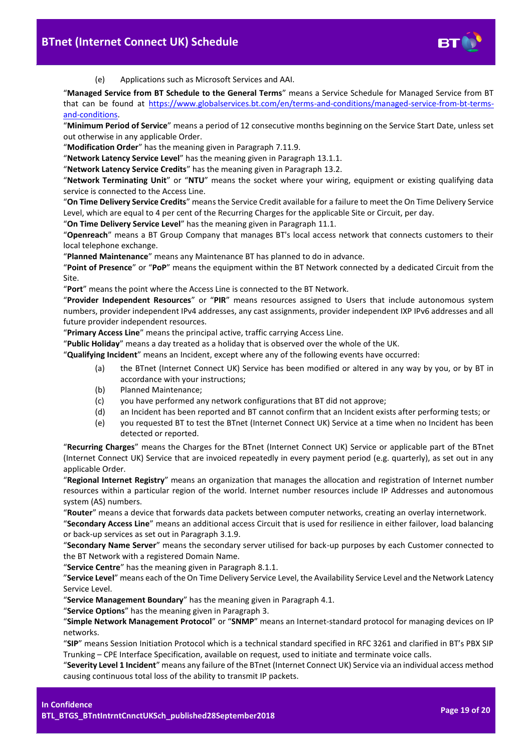(e) Applications such as Microsoft Services and AAI.

"**Managed Service from BT Schedule to the General Terms**" means a Service Schedule for Managed Service from BT that can be found at https://www.globalservices.bt.com/en/terms-and-conditions/managed-service-from-bt-terms-and-conditions.

"**Minimum Period of Service**" means a period of 12 consecutive months beginning on the Service Start Date, unless set out otherwise in any applicable Order.

"**Modification Order**" has the meaning given in Paragraph 7.11.9.

"**Network Latency Service Level**" has the meaning given in Paragraph 13.1.1.

"**Network Latency Service Credits**" has the meaning given in Paragraph 13.2.

"**Network Terminating Unit**" or "**NTU**" means the socket where your wiring, equipment or existing qualifying data service is connected to the Access Line.

"**On Time Delivery Service Credits**" means the Service Credit available for a failure to meet the On Time Delivery Service Level, which are equal to 4 per cent of the Recurring Charges for the applicable Site or Circuit, per day.

"**On Time Delivery Service Level**" has the meaning given in Paragraph 11.1.

"**Openreach**" means a BT Group Company that manages BT's local access network that connects customers to their local telephone exchange.

"**Planned Maintenance**" means any Maintenance BT has planned to do in advance.

"**Point of Presence**" or "**PoP**" means the equipment within the BT Network connected by a dedicated Circuit from the Site.

"**Port**" means the point where the Access Line is connected to the BT Network.

"**Provider Independent Resources**" or "**PIR**" means resources assigned to Users that include autonomous system numbers, provider independent IPv4 addresses, any cast assignments, provider independent IXP IPv6 addresses and all future provider independent resources.

"**Primary Access Line**" means the principal active, traffic carrying Access Line.

"**Public Holiday**" means a day treated as a holiday that is observed over the whole of the UK.

"**Qualifying Incident**" means an Incident, except where any of the following events have occurred:

(a) the BTnet (Internet Connect UK) Service has been modified or altered in any way by you, or by BT in accordance with your instructions;

(b) Planned Maintenance;

(c) you have performed any network configurations that BT did not approve;

(d) an Incident has been reported and BT cannot confirm that an Incident exists after performing tests; or

(e) you requested BT to test the BTnet (Internet Connect UK) Service at a time when no Incident has been detected or reported.

"**Recurring Charges**" means the Charges for the BTnet (Internet Connect UK) Service or applicable part of the BTnet (Internet Connect UK) Service that are invoiced repeatedly in every payment period (e.g. quarterly), as set out in any applicable Order.

"**Regional Internet Registry**" means an organization that manages the allocation and registration of Internet number resources within a particular region of the world. Internet number resources include IP Addresses and autonomous system (AS) numbers.

"**Router**" means a device that forwards data packets between computer networks, creating an overlay internetwork.

"**Secondary Access Line**" means an additional access Circuit that is used for resilience in either failover, load balancing or back-up services as set out in Paragraph 3.1.9.

"**Secondary Name Server**" means the secondary server utilised for back-up purposes by each Customer connected to the BT Network with a registered Domain Name.

"**Service Centre**" has the meaning given in Paragraph 8.1.1.

"**Service Level**" means each of the On Time Delivery Service Level, the Availability Service Level and the Network Latency Service Level.

"**Service Management Boundary**" has the meaning given in Paragraph 4.1.

"**Service Options**" has the meaning given in Paragraph 3.

"**Simple Network Management Protocol**" or "**SNMP**" means an Internet-standard protocol for managing devices on IP networks.

"**SIP**" means Session Initiation Protocol which is a technical standard specified in RFC 3261 and clarified in BT's PBX SIP Trunking – CPE Interface Specification, available on request, used to initiate and terminate voice calls.

"**Severity Level 1 Incident**" means any failure of the BTnet (Internet Connect UK) Service via an individual access method causing continuous total loss of the ability to transmit IP packets.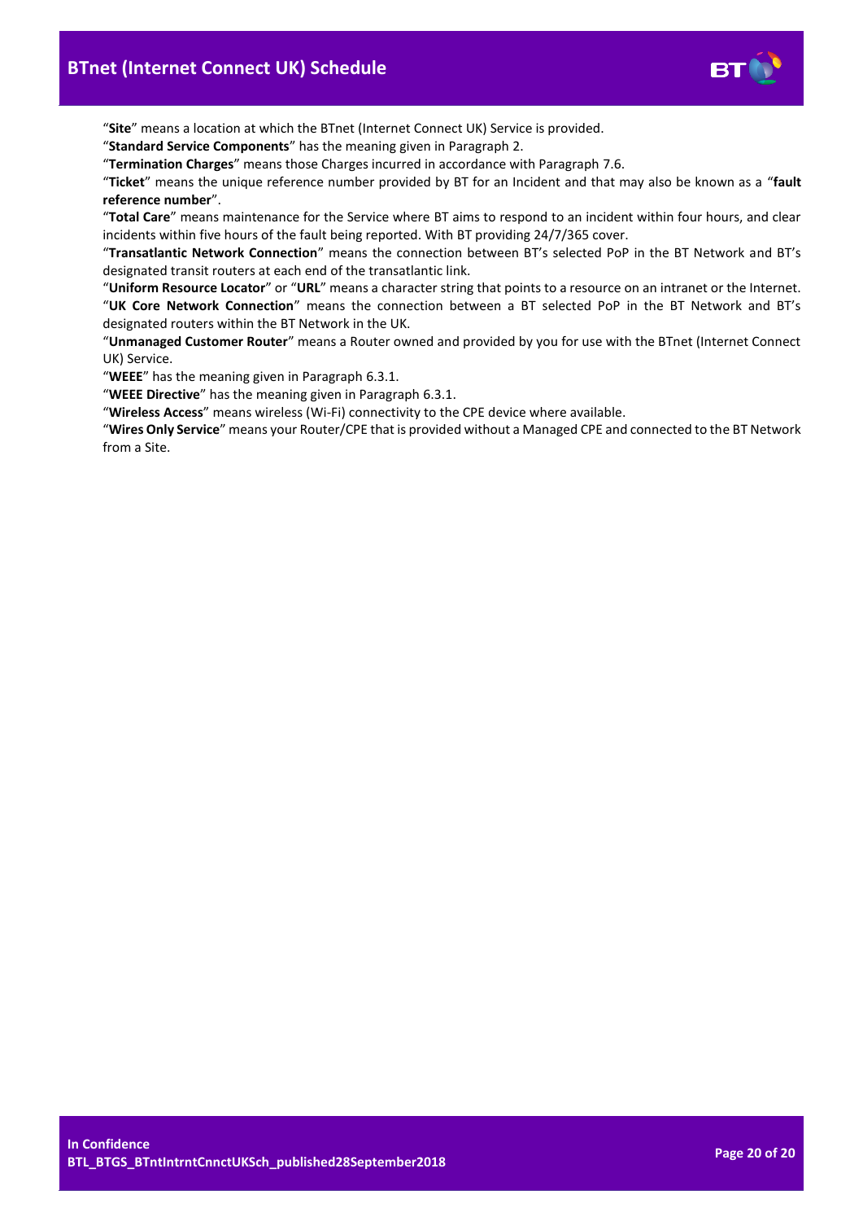"**Site**" means a location at which the BTnet (Internet Connect UK) Service is provided.

"**Standard Service Components**" has the meaning given in Paragraph 2.

"**Termination Charges**" means those Charges incurred in accordance with Paragraph 7.6.

"**Ticket**" means the unique reference number provided by BT for an Incident and that may also be known as a "**fault reference number**".

"**Total Care**" means maintenance for the Service where BT aims to respond to an incident within four hours, and clear incidents within five hours of the fault being reported. With BT providing 24/7/365 cover.

"**Transatlantic Network Connection**" means the connection between BT's selected PoP in the BT Network and BT's designated transit routers at each end of the transatlantic link.

"**Uniform Resource Locator**" or "**URL**" means a character string that points to a resource on an intranet or the Internet.

"**UK Core Network Connection**" means the connection between a BT selected PoP in the BT Network and BT's designated routers within the BT Network in the UK.

"**Unmanaged Customer Router**" means a Router owned and provided by you for use with the BTnet (Internet Connect UK) Service.

"**WEEE**" has the meaning given in Paragraph 6.3.1.

"**WEEE Directive**" has the meaning given in Paragraph 6.3.1.

"**Wireless Access**" means wireless (Wi-Fi) connectivity to the CPE device where available.

"**Wires Only Service**" means your Router/CPE that is provided without a Managed CPE and connected to the BT Network from a Site.